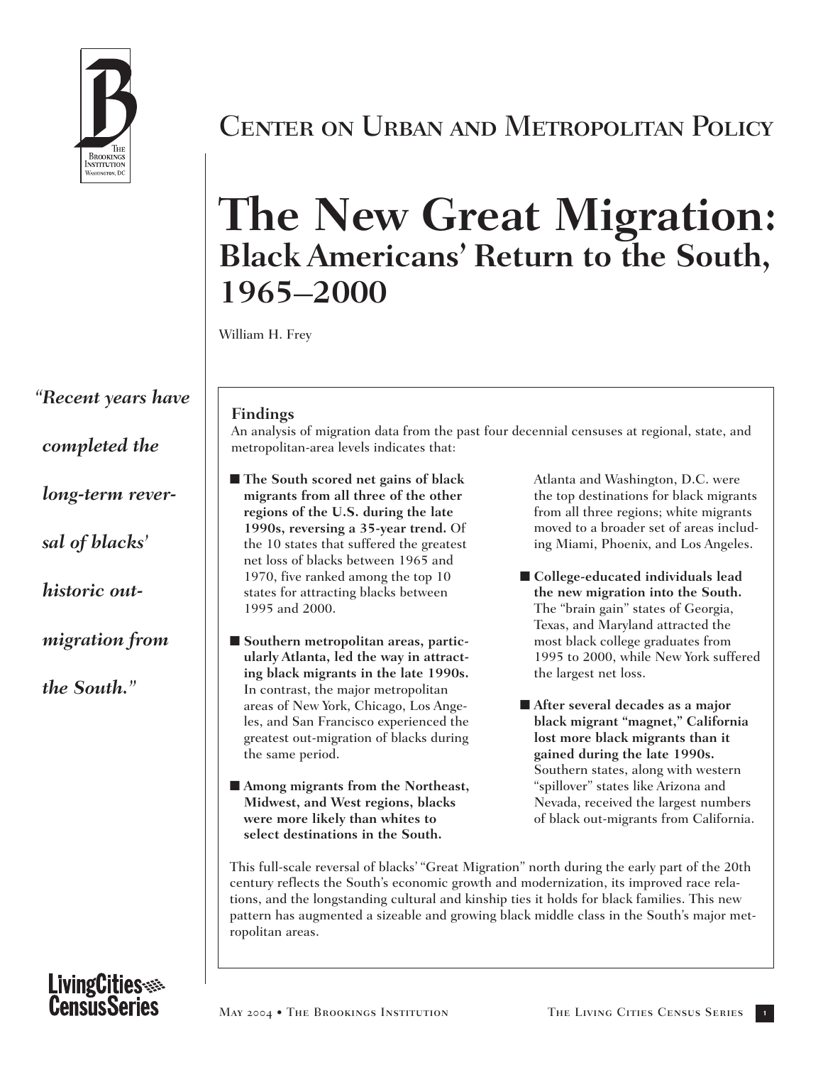# Center on Urban and Metropolitan Policy

# The New Great Migration: Black Americans' Return to the South, 1965–2000

William H. Frey

*"Recent years have completed the long-term reversal of blacks' historic out-migration from the South."*

## Findings

An analysis of migration data from the past four decennial censuses at regional, state, and metropolitan-area levels indicates that:

- **The South scored net gains of black migrants from all three of the other regions of the U.S. during the late 1990s, reversing a 35-year trend.** Of the 10 states that suffered the greatest net loss of blacks between 1965 and 1970, five ranked among the top 10 states for attracting blacks between 1995 and 2000.

- **Southern metropolitan areas, particularly Atlanta, led the way in attracting black migrants in the late 1990s.** In contrast, the major metropolitan areas of New York, Chicago, Los Angeles, and San Francisco experienced the greatest out-migration of blacks during the same period.

- **Among migrants from the Northeast, Midwest, and West regions, blacks were more likely than whites to select destinations in the South.** Atlanta and Washington, D.C. were the top destinations for black migrants from all three regions; white migrants moved to a broader set of areas including Miami, Phoenix, and Los Angeles.

- **College-educated individuals lead the new migration into the South.** The "brain gain" states of Georgia, Texas, and Maryland attracted the most black college graduates from 1995 to 2000, while New York suffered the largest net loss.

- **After several decades as a major black migrant "magnet," California lost more black migrants than it gained during the late 1990s.** Southern states, along with western "spillover" states like Arizona and Nevada, received the largest numbers of black out-migrants from California.

This full-scale reversal of blacks' "Great Migration" north during the early part of the 20th century reflects the South's economic growth and modernization, its improved race relations, and the longstanding cultural and kinship ties it holds for black families. This new pattern has augmented a sizeable and growing black middle class in the South's major metropolitan areas.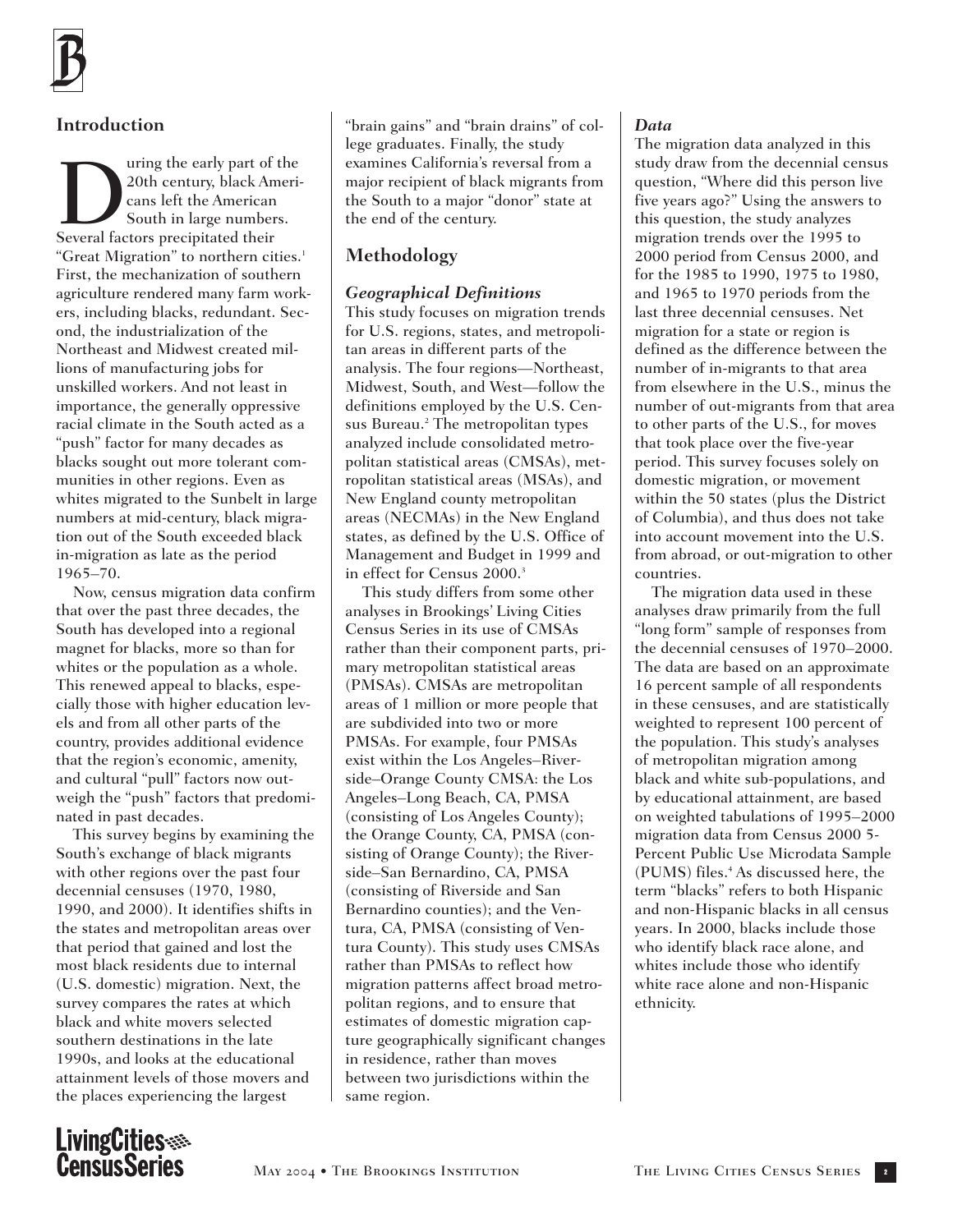## Introduction

During the early part of the 20th century, black Americans left the American South in large numbers. Several factors precipitated their "Great Migration" to northern cities.[1] First, the mechanization of southern agriculture rendered many farm workers, including blacks, redundant. Second, the industrialization of the Northeast and Midwest created millions of manufacturing jobs for unskilled workers. And not least in importance, the generally oppressive racial climate in the South acted as a "push" factor for many decades as blacks sought out more tolerant communities in other regions. Even as whites migrated to the Sunbelt in large numbers at mid-century, black migration out of the South exceeded black in-migration as late as the period 1965–70.

Now, census migration data confirm that over the past three decades, the South has developed into a regional magnet for blacks, more so than for whites or the population as a whole. This renewed appeal to blacks, especially those with higher education levels and from all other parts of the country, provides additional evidence that the region's economic, amenity, and cultural "pull" factors now outweigh the "push" factors that predominated in past decades.

This survey begins by examining the South's exchange of black migrants with other regions over the past four decennial censuses (1970, 1980, 1990, and 2000). It identifies shifts in the states and metropolitan areas over that period that gained and lost the most black residents due to internal (U.S. domestic) migration. Next, the survey compares the rates at which black and white movers selected southern destinations in the late 1990s, and looks at the educational attainment levels of those movers and the places experiencing the largest "brain gains" and "brain drains" of college graduates. Finally, the study examines California's reversal from a major recipient of black migrants from the South to a major "donor" state at the end of the century.

## Methodology

### *Geographical Definitions*

This study focuses on migration trends for U.S. regions, states, and metropolitan areas in different parts of the analysis. The four regions—Northeast, Midwest, South, and West—follow the definitions employed by the U.S. Census Bureau.[2] The metropolitan types analyzed include consolidated metropolitan statistical areas (CMSAs), metropolitan statistical areas (MSAs), and New England county metropolitan areas (NECMAs) in the New England states, as defined by the U.S. Office of Management and Budget in 1999 and in effect for Census 2000.[3]

This study differs from some other analyses in Brookings' Living Cities Census Series in its use of CMSAs rather than their component parts, primary metropolitan statistical areas (PMSAs). CMSAs are metropolitan areas of 1 million or more people that are subdivided into two or more PMSAs. For example, four PMSAs exist within the Los Angeles–Riverside–Orange County CMSA: the Los Angeles–Long Beach, CA, PMSA (consisting of Los Angeles County); the Orange County, CA, PMSA (consisting of Orange County); the Riverside–San Bernardino, CA, PMSA (consisting of Riverside and San Bernardino counties); and the Ventura, CA, PMSA (consisting of Ventura County). This study uses CMSAs rather than PMSAs to reflect how migration patterns affect broad metropolitan regions, and to ensure that estimates of domestic migration capture geographically significant changes in residence, rather than moves between two jurisdictions within the same region.

### *Data*

The migration data analyzed in this study draw from the decennial census question, "Where did this person live five years ago?" Using the answers to this question, the study analyzes migration trends over the 1995 to 2000 period from Census 2000, and for the 1985 to 1990, 1975 to 1980, and 1965 to 1970 periods from the last three decennial censuses. Net migration for a state or region is defined as the difference between the number of in-migrants to that area from elsewhere in the U.S., minus the number of out-migrants from that area to other parts of the U.S., for moves that took place over the five-year period. This survey focuses solely on domestic migration, or movement within the 50 states (plus the District of Columbia), and thus does not take into account movement into the U.S. from abroad, or out-migration to other countries.

The migration data used in these analyses draw primarily from the full "long form" sample of responses from the decennial censuses of 1970–2000. The data are based on an approximate 16 percent sample of all respondents in these censuses, and are statistically weighted to represent 100 percent of the population. This study's analyses of metropolitan migration among black and white sub-populations, and by educational attainment, are based on weighted tabulations of 1995–2000 migration data from Census 2000 5-Percent Public Use Microdata Sample (PUMS) files.[4] As discussed here, the term "blacks" refers to both Hispanic and non-Hispanic blacks in all census years. In 2000, blacks include those who identify black race alone, and whites include those who identify white race alone and non-Hispanic ethnicity.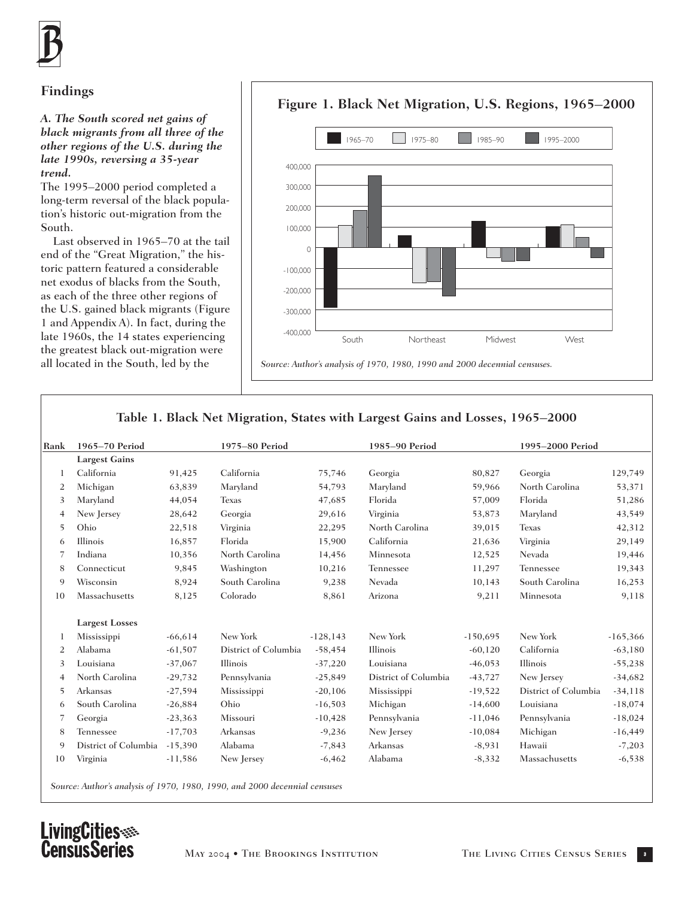## Findings

***A. The South scored net gains of black migrants from all three of the other regions of the U.S. during the late 1990s, reversing a 35-year trend.***

The 1995–2000 period completed a long-term reversal of the black population's historic out-migration from the South.

Last observed in 1965–70 at the tail end of the "Great Migration," the historic pattern featured a considerable net exodus of blacks from the South, as each of the three other regions of the U.S. gained black migrants (Figure 1 and Appendix A). In fact, during the late 1960s, the 14 states experiencing the greatest black out-migration were all located in the South, led by the

**Figure 1. Black Net Migration, U.S. Regions, 1965–2000**

*Source: Author's analysis of 1970, 1980, 1990 and 2000 decennial censuses.*

**Table 1. Black Net Migration, States with Largest Gains and Losses, 1965–2000**

| Rank | 1965–70 Period | | 1975–80 Period | | 1985–90 Period | | 1995–2000 Period | |
|---|---|---|---|---|---|---|---|---|
| | **Largest Gains** | | | | | | | |
| 1 | California | 91,425 | California | 75,746 | Georgia | 80,827 | Georgia | 129,749 |
| 2 | Michigan | 63,839 | Maryland | 54,793 | Maryland | 59,966 | North Carolina | 53,371 |
| 3 | Maryland | 44,054 | Texas | 47,685 | Florida | 57,009 | Florida | 51,286 |
| 4 | New Jersey | 28,642 | Georgia | 29,616 | Virginia | 53,873 | Maryland | 43,549 |
| 5 | Ohio | 22,518 | Virginia | 22,295 | North Carolina | 39,015 | Texas | 42,312 |
| 6 | Illinois | 16,857 | Florida | 15,900 | California | 21,636 | Virginia | 29,149 |
| 7 | Indiana | 10,356 | North Carolina | 14,456 | Minnesota | 12,525 | Nevada | 19,446 |
| 8 | Connecticut | 9,845 | Washington | 10,216 | Tennessee | 11,297 | Tennessee | 19,343 |
| 9 | Wisconsin | 8,924 | South Carolina | 9,238 | Nevada | 10,143 | South Carolina | 16,253 |
| 10 | Massachusetts | 8,125 | Colorado | 8,861 | Arizona | 9,211 | Minnesota | 9,118 |
| | **Largest Losses** | | | | | | | |
| 1 | Mississippi | -66,614 | New York | -128,143 | New York | -150,695 | New York | -165,366 |
| 2 | Alabama | -61,507 | District of Columbia | -58,454 | Illinois | -60,120 | California | -63,180 |
| 3 | Louisiana | -37,067 | Illinois | -37,220 | Louisiana | -46,053 | Illinois | -55,238 |
| 4 | North Carolina | -29,732 | Pennsylvania | -25,849 | District of Columbia | -43,727 | New Jersey | -34,682 |
| 5 | Arkansas | -27,594 | Mississippi | -20,106 | Mississippi | -19,522 | District of Columbia | -34,118 |
| 6 | South Carolina | -26,884 | Ohio | -16,503 | Michigan | -14,600 | Louisiana | -18,074 |
| 7 | Georgia | -23,363 | Missouri | -10,428 | Pennsylvania | -11,046 | Pennsylvania | -18,024 |
| 8 | Tennessee | -17,703 | Arkansas | -9,236 | New Jersey | -10,084 | Michigan | -16,449 |
| 9 | District of Columbia | -15,390 | Alabama | -7,843 | Arkansas | -8,931 | Hawaii | -7,203 |
| 10 | Virginia | -11,586 | New Jersey | -6,462 | Alabama | -8,332 | Massachusetts | -6,538 |

*Source: Author's analysis of 1970, 1980, 1990, and 2000 decennial censuses*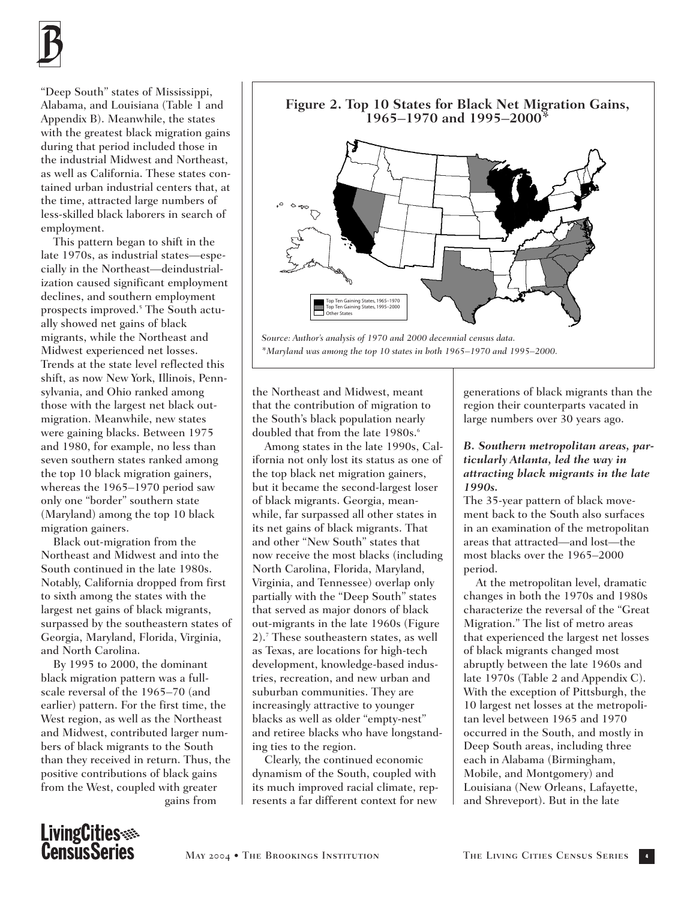"Deep South" states of Mississippi, Alabama, and Louisiana (Table 1 and Appendix B). Meanwhile, the states with the greatest black migration gains during that period included those in the industrial Midwest and Northeast, as well as California. These states contained urban industrial centers that, at the time, attracted large numbers of less-skilled black laborers in search of employment.

This pattern began to shift in the late 1970s, as industrial states—especially in the Northeast—deindustrialization caused significant employment declines, and southern employment prospects improved.[5] The South actually showed net gains of black migrants, while the Northeast and Midwest experienced net losses. Trends at the state level reflected this shift, as now New York, Illinois, Pennsylvania, and Ohio ranked among those with the largest net black out-migration. Meanwhile, new states were gaining blacks. Between 1975 and 1980, for example, no less than seven southern states ranked among the top 10 black migration gainers, whereas the 1965–1970 period saw only one "border" southern state (Maryland) among the top 10 black migration gainers.

Black out-migration from the Northeast and Midwest and into the South continued in the late 1980s. Notably, California dropped from first to sixth among the states with the largest net gains of black migrants, surpassed by the southeastern states of Georgia, Maryland, Florida, Virginia, and North Carolina.

By 1995 to 2000, the dominant black migration pattern was a full-scale reversal of the 1965–70 (and earlier) pattern. For the first time, the West region, as well as the Northeast and Midwest, contributed larger numbers of black migrants to the South than they received in return. Thus, the positive contributions of black gains from the West, coupled with greater gains from the Northeast and Midwest, meant that the contribution of migration to the South's black population nearly doubled that from the late 1980s.[6]

**Figure 2. Top 10 States for Black Net Migration Gains, 1965–1970 and 1995–2000***

Top Ten Gaining States, 1965–1970
Top Ten Gaining States, 1995–2000
Other States

*Source: Author's analysis of 1970 and 2000 decennial census data.*
*\*Maryland was among the top 10 states in both 1965–1970 and 1995–2000.*

Among states in the late 1990s, California not only lost its status as one of the top black net migration gainers, but it became the second-largest loser of black migrants. Georgia, meanwhile, far surpassed all other states in its net gains of black migrants. That and other "New South" states that now receive the most blacks (including North Carolina, Florida, Maryland, Virginia, and Tennessee) overlap only partially with the "Deep South" states that served as major donors of black out-migrants in the late 1960s (Figure 2).[7] These southeastern states, as well as Texas, are locations for high-tech development, knowledge-based industries, recreation, and new urban and suburban communities. They are increasingly attractive to younger blacks as well as older "empty-nest" and retiree blacks who have longstanding ties to the region.

Clearly, the continued economic dynamism of the South, coupled with its much improved racial climate, represents a far different context for new generations of black migrants than the region their counterparts vacated in large numbers over 30 years ago.

### *B. Southern metropolitan areas, particularly Atlanta, led the way in attracting black migrants in the late 1990s.*

The 35-year pattern of black movement back to the South also surfaces in an examination of the metropolitan areas that attracted—and lost—the most blacks over the 1965–2000 period.

At the metropolitan level, dramatic changes in both the 1970s and 1980s characterize the reversal of the "Great Migration." The list of metro areas that experienced the largest net losses of black migrants changed most abruptly between the late 1960s and late 1970s (Table 2 and Appendix C). With the exception of Pittsburgh, the 10 largest net losses at the metropolitan level between 1965 and 1970 occurred in the South, and mostly in Deep South areas, including three each in Alabama (Birmingham, Mobile, and Montgomery) and Louisiana (New Orleans, Lafayette, and Shreveport). But in the late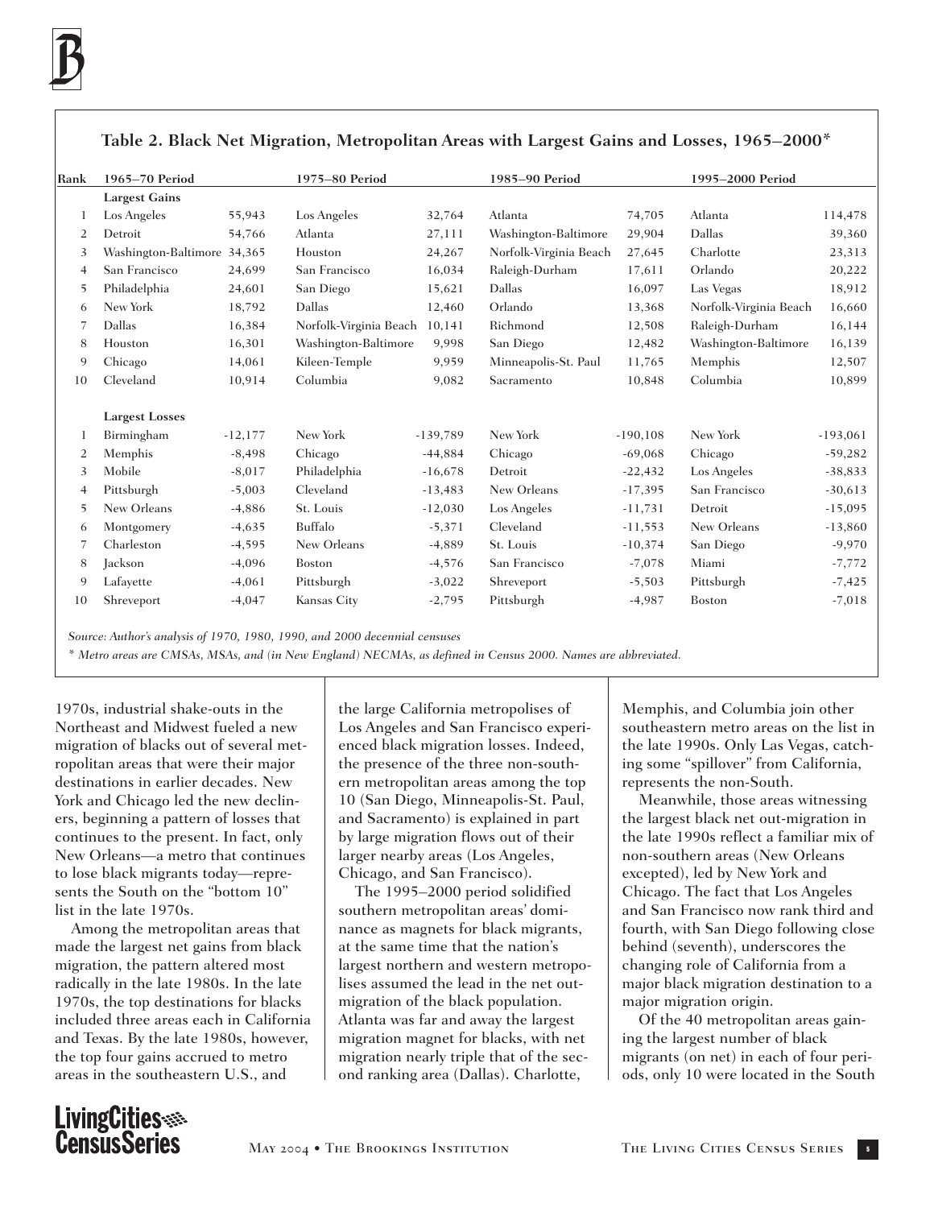**Table 2. Black Net Migration, Metropolitan Areas with Largest Gains and Losses, 1965–2000***

| Rank | 1965–70 Period | | 1975–80 Period | | 1985–90 Period | | 1995–2000 Period | |
|---|---|---|---|---|---|---|---|---|
| | **Largest Gains** | | | | | | | |
| 1 | Los Angeles | 55,943 | Los Angeles | 32,764 | Atlanta | 74,705 | Atlanta | 114,478 |
| 2 | Detroit | 54,766 | Atlanta | 27,111 | Washington-Baltimore | 29,904 | Dallas | 39,360 |
| 3 | Washington-Baltimore | 34,365 | Houston | 24,267 | Norfolk-Virginia Beach | 27,645 | Charlotte | 23,313 |
| 4 | San Francisco | 24,699 | San Francisco | 16,034 | Raleigh-Durham | 17,611 | Orlando | 20,222 |
| 5 | Philadelphia | 24,601 | San Diego | 15,621 | Dallas | 16,097 | Las Vegas | 18,912 |
| 6 | New York | 18,792 | Dallas | 12,460 | Orlando | 13,368 | Norfolk-Virginia Beach | 16,660 |
| 7 | Dallas | 16,384 | Norfolk-Virginia Beach | 10,141 | Richmond | 12,508 | Raleigh-Durham | 16,144 |
| 8 | Houston | 16,301 | Washington-Baltimore | 9,998 | San Diego | 12,482 | Washington-Baltimore | 16,139 |
| 9 | Chicago | 14,061 | Kileen-Temple | 9,959 | Minneapolis-St. Paul | 11,765 | Memphis | 12,507 |
| 10 | Cleveland | 10,914 | Columbia | 9,082 | Sacramento | 10,848 | Columbia | 10,899 |
| | **Largest Losses** | | | | | | | |
| 1 | Birmingham | -12,177 | New York | -139,789 | New York | -190,108 | New York | -193,061 |
| 2 | Memphis | -8,498 | Chicago | -44,884 | Chicago | -69,068 | Chicago | -59,282 |
| 3 | Mobile | -8,017 | Philadelphia | -16,678 | Detroit | -22,432 | Los Angeles | -38,833 |
| 4 | Pittsburgh | -5,003 | Cleveland | -13,483 | New Orleans | -17,395 | San Francisco | -30,613 |
| 5 | New Orleans | -4,886 | St. Louis | -12,030 | Los Angeles | -11,731 | Detroit | -15,095 |
| 6 | Montgomery | -4,635 | Buffalo | -5,371 | Cleveland | -11,553 | New Orleans | -13,860 |
| 7 | Charleston | -4,595 | New Orleans | -4,889 | St. Louis | -10,374 | San Diego | -9,970 |
| 8 | Jackson | -4,096 | Boston | -4,576 | San Francisco | -7,078 | Miami | -7,772 |
| 9 | Lafayette | -4,061 | Pittsburgh | -3,022 | Shreveport | -5,503 | Pittsburgh | -7,425 |
| 10 | Shreveport | -4,047 | Kansas City | -2,795 | Pittsburgh | -4,987 | Boston | -7,018 |

*Source: Author's analysis of 1970, 1980, 1990, and 2000 decennial censuses*

*\* Metro areas are CMSAs, MSAs, and (in New England) NECMAs, as defined in Census 2000. Names are abbreviated.*

1970s, industrial shake-outs in the Northeast and Midwest fueled a new migration of blacks out of several metropolitan areas that were their major destinations in earlier decades. New York and Chicago led the new decliners, beginning a pattern of losses that continues to the present. In fact, only New Orleans—a metro that continues to lose black migrants today—represents the South on the "bottom 10" list in the late 1970s.

Among the metropolitan areas that made the largest net gains from black migration, the pattern altered most radically in the late 1980s. In the late 1970s, the top destinations for blacks included three areas each in California and Texas. By the late 1980s, however, the top four gains accrued to metro areas in the southeastern U.S., and the large California metropolises of Los Angeles and San Francisco experienced black migration losses. Indeed, the presence of the three non-southern metropolitan areas among the top 10 (San Diego, Minneapolis-St. Paul, and Sacramento) is explained in part by large migration flows out of their larger nearby areas (Los Angeles, Chicago, and San Francisco).

The 1995–2000 period solidified southern metropolitan areas' dominance as magnets for black migrants, at the same time that the nation's largest northern and western metropolises assumed the lead in the net out-migration of the black population. Atlanta was far and away the largest migration magnet for blacks, with net migration nearly triple that of the second ranking area (Dallas). Charlotte, Memphis, and Columbia join other southeastern metro areas on the list in the late 1990s. Only Las Vegas, catching some "spillover" from California, represents the non-South.

Meanwhile, those areas witnessing the largest black net out-migration in the late 1990s reflect a familiar mix of non-southern areas (New Orleans excepted), led by New York and Chicago. The fact that Los Angeles and San Francisco now rank third and fourth, with San Diego following close behind (seventh), underscores the changing role of California from a major black migration destination to a major migration origin.

Of the 40 metropolitan areas gaining the largest number of black migrants (on net) in each of four periods, only 10 were located in the South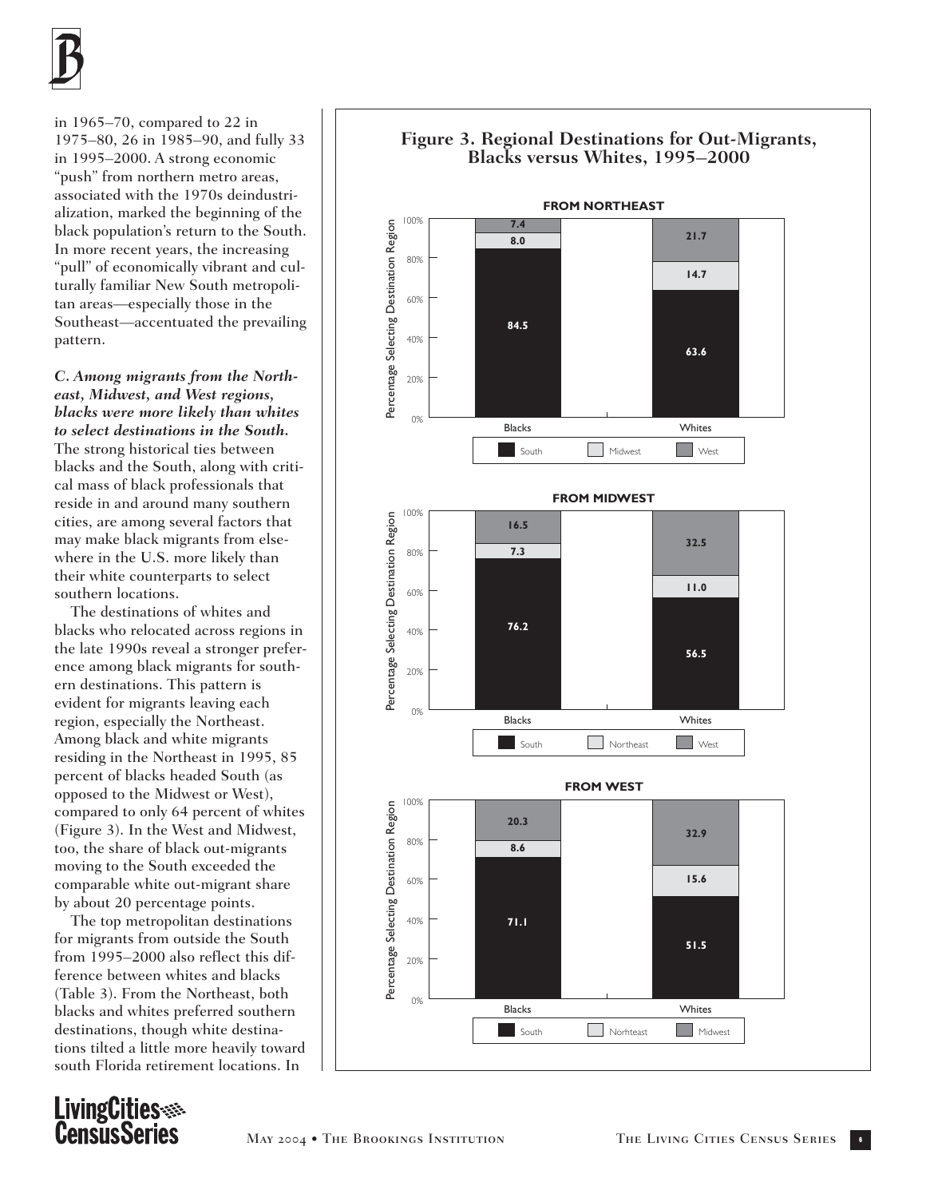in 1965–70, compared to 22 in 1975–80, 26 in 1985–90, and fully 33 in 1995–2000. A strong economic "push" from northern metro areas, associated with the 1970s deindustrialization, marked the beginning of the black population's return to the South. In more recent years, the increasing "pull" of economically vibrant and culturally familiar New South metropolitan areas—especially those in the Southeast—accentuated the prevailing pattern.

***C. Among migrants from the Northeast, Midwest, and West regions, blacks were more likely than whites to select destinations in the South.*** The strong historical ties between blacks and the South, along with critical mass of black professionals that reside in and around many southern cities, are among several factors that may make black migrants from elsewhere in the U.S. more likely than their white counterparts to select southern locations.

The destinations of whites and blacks who relocated across regions in the late 1990s reveal a stronger preference among black migrants for southern destinations. This pattern is evident for migrants leaving each region, especially the Northeast. Among black and white migrants residing in the Northeast in 1995, 85 percent of blacks headed South (as opposed to the Midwest or West), compared to only 64 percent of whites (Figure 3). In the West and Midwest, too, the share of black out-migrants moving to the South exceeded the comparable white out-migrant share by about 20 percentage points.

The top metropolitan destinations for migrants from outside the South from 1995–2000 also reflect this difference between whites and blacks (Table 3). From the Northeast, both blacks and whites preferred southern destinations, though white destinations tilted a little more heavily toward south Florida retirement locations. In

**Figure 3. Regional Destinations for Out-Migrants, Blacks versus Whites, 1995–2000**

**FROM NORTHEAST** (Percentage Selecting Destination Region)

| | South | Midwest | West |
|---|---|---|---|
| Blacks | 84.5 | 8.0 | 7.4 |
| Whites | 63.6 | 14.7 | 21.7 |

**FROM MIDWEST** (Percentage Selecting Destination Region)

| | South | Northeast | West |
|---|---|---|---|
| Blacks | 76.2 | 7.3 | 16.5 |
| Whites | 56.5 | 11.0 | 32.5 |

**FROM WEST** (Percentage Selecting Destination Region)

| | South | Norhteast | Midwest |
|---|---|---|---|
| Blacks | 71.1 | 8.6 | 20.3 |
| Whites | 51.5 | 15.6 | 32.9 |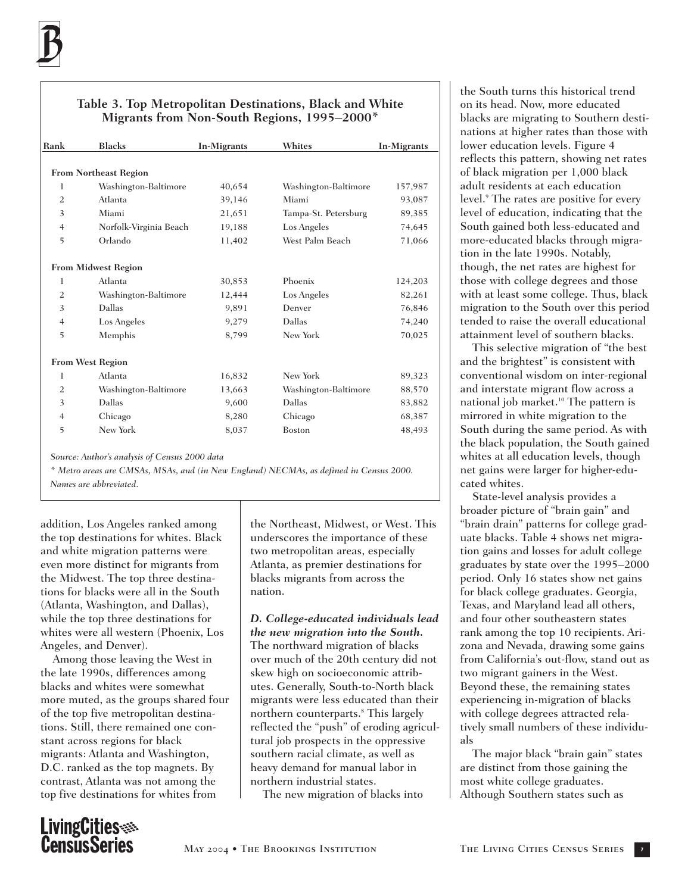**Table 3. Top Metropolitan Destinations, Black and White Migrants from Non-South Regions, 1995–2000***

| Rank | Blacks | In-Migrants | Whites | In-Migrants |
|---|---|---|---|---|
| **From Northeast Region** | | | | |
| 1 | Washington-Baltimore | 40,654 | Washington-Baltimore | 157,987 |
| 2 | Atlanta | 39,146 | Miami | 93,087 |
| 3 | Miami | 21,651 | Tampa-St. Petersburg | 89,385 |
| 4 | Norfolk-Virginia Beach | 19,188 | Los Angeles | 74,645 |
| 5 | Orlando | 11,402 | West Palm Beach | 71,066 |
| **From Midwest Region** | | | | |
| 1 | Atlanta | 30,853 | Phoenix | 124,203 |
| 2 | Washington-Baltimore | 12,444 | Los Angeles | 82,261 |
| 3 | Dallas | 9,891 | Denver | 76,846 |
| 4 | Los Angeles | 9,279 | Dallas | 74,240 |
| 5 | Memphis | 8,799 | New York | 70,025 |
| **From West Region** | | | | |
| 1 | Atlanta | 16,832 | New York | 89,323 |
| 2 | Washington-Baltimore | 13,663 | Washington-Baltimore | 88,570 |
| 3 | Dallas | 9,600 | Dallas | 83,882 |
| 4 | Chicago | 8,280 | Chicago | 68,387 |
| 5 | New York | 8,037 | Boston | 48,493 |

*Source: Author's analysis of Census 2000 data*

*\* Metro areas are CMSAs, MSAs, and (in New England) NECMAs, as defined in Census 2000. Names are abbreviated.*

addition, Los Angeles ranked among the top destinations for whites. Black and white migration patterns were even more distinct for migrants from the Midwest. The top three destinations for blacks were all in the South (Atlanta, Washington, and Dallas), while the top three destinations for whites were all western (Phoenix, Los Angeles, and Denver).

Among those leaving the West in the late 1990s, differences among blacks and whites were somewhat more muted, as the groups shared four of the top five metropolitan destinations. Still, there remained one constant across regions for black migrants: Atlanta and Washington, D.C. ranked as the top magnets. By contrast, Atlanta was not among the top five destinations for whites from the Northeast, Midwest, or West. This underscores the importance of these two metropolitan areas, especially Atlanta, as premier destinations for blacks migrants from across the nation.

***D. College-educated individuals lead the new migration into the South.***

The northward migration of blacks over much of the 20th century did not skew high on socioeconomic attributes. Generally, South-to-North black migrants were less educated than their northern counterparts.[8] This largely reflected the "push" of eroding agricultural job prospects in the oppressive southern racial climate, as well as heavy demand for manual labor in northern industrial states.

The new migration of blacks into the South turns this historical trend on its head. Now, more educated blacks are migrating to Southern destinations at higher rates than those with lower education levels. Figure 4 reflects this pattern, showing net rates of black migration per 1,000 black adult residents at each education level.[9] The rates are positive for every level of education, indicating that the South gained both less-educated and more-educated blacks through migration in the late 1990s. Notably, though, the net rates are highest for those with college degrees and those with at least some college. Thus, black migration to the South over this period tended to raise the overall educational attainment level of southern blacks.

This selective migration of "the best and the brightest" is consistent with conventional wisdom on inter-regional and interstate migrant flow across a national job market.[10] The pattern is mirrored in white migration to the South during the same period. As with the black population, the South gained whites at all education levels, though net gains were larger for higher-educated whites.

State-level analysis provides a broader picture of "brain gain" and "brain drain" patterns for college graduate blacks. Table 4 shows net migration gains and losses for adult college graduates by state over the 1995–2000 period. Only 16 states show net gains for black college graduates. Georgia, Texas, and Maryland lead all others, and four other southeastern states rank among the top 10 recipients. Arizona and Nevada, drawing some gains from California's out-flow, stand out as two migrant gainers in the West. Beyond these, the remaining states experiencing in-migration of blacks with college degrees attracted relatively small numbers of these individuals

The major black "brain gain" states are distinct from those gaining the most white college graduates. Although Southern states such as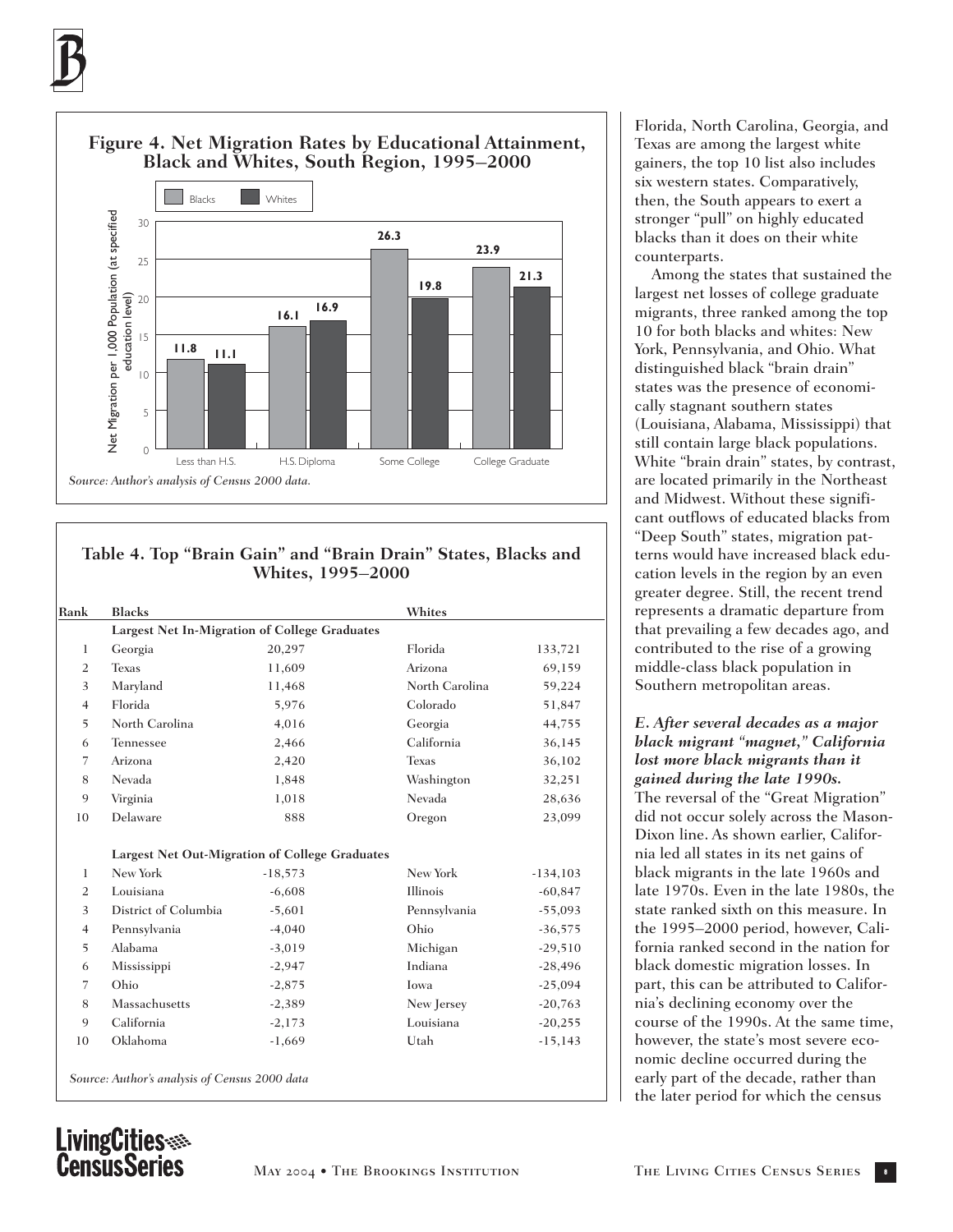**Figure 4. Net Migration Rates by Educational Attainment, Black and Whites, South Region, 1995–2000**

| Education level | Blacks | Whites |
|---|---|---|
| Less than H.S. | 11.8 | 11.1 |
| H.S. Diploma | 16.1 | 16.9 |
| Some College | 26.3 | 19.8 |
| College Graduate | 23.9 | 21.3 |

Net Migration per 1,000 Population (at specified education level)

*Source: Author's analysis of Census 2000 data.*

**Table 4. Top "Brain Gain" and "Brain Drain" States, Blacks and Whites, 1995–2000**

| Rank | Blacks | | Whites | |
|---|---|---|---|---|
| | **Largest Net In-Migration of College Graduates** | | | |
| 1 | Georgia | 20,297 | Florida | 133,721 |
| 2 | Texas | 11,609 | Arizona | 69,159 |
| 3 | Maryland | 11,468 | North Carolina | 59,224 |
| 4 | Florida | 5,976 | Colorado | 51,847 |
| 5 | North Carolina | 4,016 | Georgia | 44,755 |
| 6 | Tennessee | 2,466 | California | 36,145 |
| 7 | Arizona | 2,420 | Texas | 36,102 |
| 8 | Nevada | 1,848 | Washington | 32,251 |
| 9 | Virginia | 1,018 | Nevada | 28,636 |
| 10 | Delaware | 888 | Oregon | 23,099 |
| | **Largest Net Out-Migration of College Graduates** | | | |
| 1 | New York | -18,573 | New York | -134,103 |
| 2 | Louisiana | -6,608 | Illinois | -60,847 |
| 3 | District of Columbia | -5,601 | Pennsylvania | -55,093 |
| 4 | Pennsylvania | -4,040 | Ohio | -36,575 |
| 5 | Alabama | -3,019 | Michigan | -29,510 |
| 6 | Mississippi | -2,947 | Indiana | -28,496 |
| 7 | Ohio | -2,875 | Iowa | -25,094 |
| 8 | Massachusetts | -2,389 | New Jersey | -20,763 |
| 9 | California | -2,173 | Louisiana | -20,255 |
| 10 | Oklahoma | -1,669 | Utah | -15,143 |

*Source: Author's analysis of Census 2000 data*

Florida, North Carolina, Georgia, and Texas are among the largest white gainers, the top 10 list also includes six western states. Comparatively, then, the South appears to exert a stronger "pull" on highly educated blacks than it does on their white counterparts.

Among the states that sustained the largest net losses of college graduate migrants, three ranked among the top 10 for both blacks and whites: New York, Pennsylvania, and Ohio. What distinguished black "brain drain" states was the presence of economically stagnant southern states (Louisiana, Alabama, Mississippi) that still contain large black populations. White "brain drain" states, by contrast, are located primarily in the Northeast and Midwest. Without these significant outflows of educated blacks from "Deep South" states, migration patterns would have increased black education levels in the region by an even greater degree. Still, the recent trend represents a dramatic departure from that prevailing a few decades ago, and contributed to the rise of a growing middle-class black population in Southern metropolitan areas.

***E. After several decades as a major black migrant "magnet," California lost more black migrants than it gained during the late 1990s.***

The reversal of the "Great Migration" did not occur solely across the Mason-Dixon line. As shown earlier, California led all states in its net gains of black migrants in the late 1960s and late 1970s. Even in the late 1980s, the state ranked sixth on this measure. In the 1995–2000 period, however, California ranked second in the nation for black domestic migration losses. In part, this can be attributed to California's declining economy over the course of the 1990s. At the same time, however, the state's most severe economic decline occurred during the early part of the decade, rather than the later period for which the census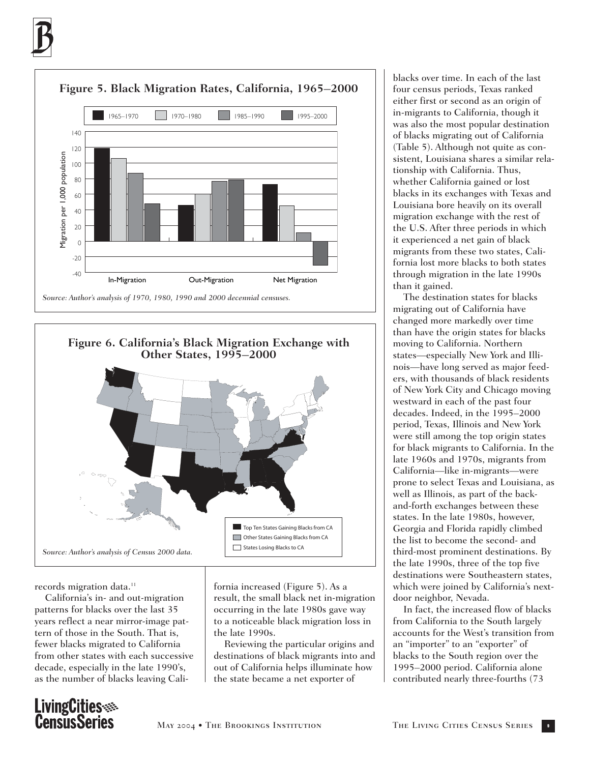**Figure 5. Black Migration Rates, California, 1965–2000**

*Source: Author's analysis of 1970, 1980, 1990 and 2000 decennial censuses.*

**Figure 6. California's Black Migration Exchange with Other States, 1995–2000**

*Source: Author's analysis of Census 2000 data.*

records migration data.[11]

California's in- and out-migration patterns for blacks over the last 35 years reflect a near mirror-image pattern of those in the South. That is, fewer blacks migrated to California from other states with each successive decade, especially in the late 1990's, as the number of blacks leaving California increased (Figure 5). As a result, the small black net in-migration occurring in the late 1980s gave way to a noticeable black migration loss in the late 1990s.

Reviewing the particular origins and destinations of black migrants into and out of California helps illuminate how the state became a net exporter of blacks over time. In each of the last four census periods, Texas ranked either first or second as an origin of in-migrants to California, though it was also the most popular destination of blacks migrating out of California (Table 5). Although not quite as consistent, Louisiana shares a similar relationship with California. Thus, whether California gained or lost blacks in its exchanges with Texas and Louisiana bore heavily on its overall migration exchange with the rest of the U.S. After three periods in which it experienced a net gain of black migrants from these two states, California lost more blacks to both states through migration in the late 1990s than it gained.

The destination states for blacks migrating out of California have changed more markedly over time than have the origin states for blacks moving to California. Northern states—especially New York and Illinois—have long served as major feeders, with thousands of black residents of New York City and Chicago moving westward in each of the past four decades. Indeed, in the 1995–2000 period, Texas, Illinois and New York were still among the top origin states for black migrants to California. In the late 1960s and 1970s, migrants from California—like in-migrants—were prone to select Texas and Louisiana, as well as Illinois, as part of the back-and-forth exchanges between these states. In the late 1980s, however, Georgia and Florida rapidly climbed the list to become the second- and third-most prominent destinations. By the late 1990s, three of the top five destinations were Southeastern states, which were joined by California's next-door neighbor, Nevada.

In fact, the increased flow of blacks from California to the South largely accounts for the West's transition from an "importer" to an "exporter" of blacks to the South region over the 1995–2000 period. California alone contributed nearly three-fourths (73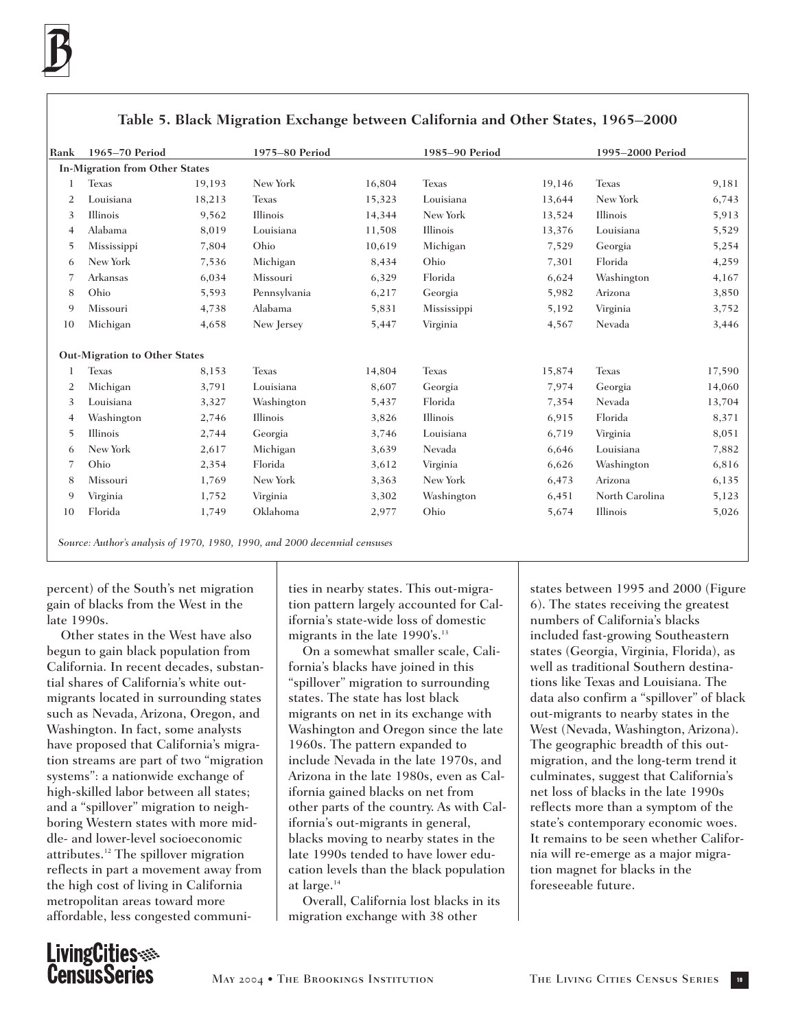**Table 5. Black Migration Exchange between California and Other States, 1965–2000**

| Rank | 1965–70 Period | | 1975–80 Period | | 1985–90 Period | | 1995–2000 Period | |
|---|---|---|---|---|---|---|---|---|
| **In-Migration from Other States** | | | | | | | | |
| 1 | Texas | 19,193 | New York | 16,804 | Texas | 19,146 | Texas | 9,181 |
| 2 | Louisiana | 18,213 | Texas | 15,323 | Louisiana | 13,644 | New York | 6,743 |
| 3 | Illinois | 9,562 | Illinois | 14,344 | New York | 13,524 | Illinois | 5,913 |
| 4 | Alabama | 8,019 | Louisiana | 11,508 | Illinois | 13,376 | Louisiana | 5,529 |
| 5 | Mississippi | 7,804 | Ohio | 10,619 | Michigan | 7,529 | Georgia | 5,254 |
| 6 | New York | 7,536 | Michigan | 8,434 | Ohio | 7,301 | Florida | 4,259 |
| 7 | Arkansas | 6,034 | Missouri | 6,329 | Florida | 6,624 | Washington | 4,167 |
| 8 | Ohio | 5,593 | Pennsylvania | 6,217 | Georgia | 5,982 | Arizona | 3,850 |
| 9 | Missouri | 4,738 | Alabama | 5,831 | Mississippi | 5,192 | Virginia | 3,752 |
| 10 | Michigan | 4,658 | New Jersey | 5,447 | Virginia | 4,567 | Nevada | 3,446 |
| **Out-Migration to Other States** | | | | | | | | |
| 1 | Texas | 8,153 | Texas | 14,804 | Texas | 15,874 | Texas | 17,590 |
| 2 | Michigan | 3,791 | Louisiana | 8,607 | Georgia | 7,974 | Georgia | 14,060 |
| 3 | Louisiana | 3,327 | Washington | 5,437 | Florida | 7,354 | Nevada | 13,704 |
| 4 | Washington | 2,746 | Illinois | 3,826 | Illinois | 6,915 | Florida | 8,371 |
| 5 | Illinois | 2,744 | Georgia | 3,746 | Louisiana | 6,719 | Virginia | 8,051 |
| 6 | New York | 2,617 | Michigan | 3,639 | Nevada | 6,646 | Louisiana | 7,882 |
| 7 | Ohio | 2,354 | Florida | 3,612 | Virginia | 6,626 | Washington | 6,816 |
| 8 | Missouri | 1,769 | New York | 3,363 | New York | 6,473 | Arizona | 6,135 |
| 9 | Virginia | 1,752 | Virginia | 3,302 | Washington | 6,451 | North Carolina | 5,123 |
| 10 | Florida | 1,749 | Oklahoma | 2,977 | Ohio | 5,674 | Illinois | 5,026 |

*Source: Author's analysis of 1970, 1980, 1990, and 2000 decennial censuses*

percent) of the South's net migration gain of blacks from the West in the late 1990s.

Other states in the West have also begun to gain black population from California. In recent decades, substantial shares of California's white out-migrants located in surrounding states such as Nevada, Arizona, Oregon, and Washington. In fact, some analysts have proposed that California's migration streams are part of two "migration systems": a nationwide exchange of high-skilled labor between all states; and a "spillover" migration to neighboring Western states with more middle- and lower-level socioeconomic attributes.[12] The spillover migration reflects in part a movement away from the high cost of living in California metropolitan areas toward more affordable, less congested communities in nearby states. This out-migration pattern largely accounted for California's state-wide loss of domestic migrants in the late 1990's.[13]

On a somewhat smaller scale, California's blacks have joined in this "spillover" migration to surrounding states. The state has lost black migrants on net in its exchange with Washington and Oregon since the late 1960s. The pattern expanded to include Nevada in the late 1970s, and Arizona in the late 1980s, even as California gained blacks on net from other parts of the country. As with California's out-migrants in general, blacks moving to nearby states in the late 1990s tended to have lower education levels than the black population at large.[14]

Overall, California lost blacks in its migration exchange with 38 other states between 1995 and 2000 (Figure 6). The states receiving the greatest numbers of California's blacks included fast-growing Southeastern states (Georgia, Virginia, Florida), as well as traditional Southern destinations like Texas and Louisiana. The data also confirm a "spillover" of black out-migrants to nearby states in the West (Nevada, Washington, Arizona). The geographic breadth of this out-migration, and the long-term trend it culminates, suggest that California's net loss of blacks in the late 1990s reflects more than a symptom of the state's contemporary economic woes. It remains to be seen whether California will re-emerge as a major migration magnet for blacks in the foreseeable future.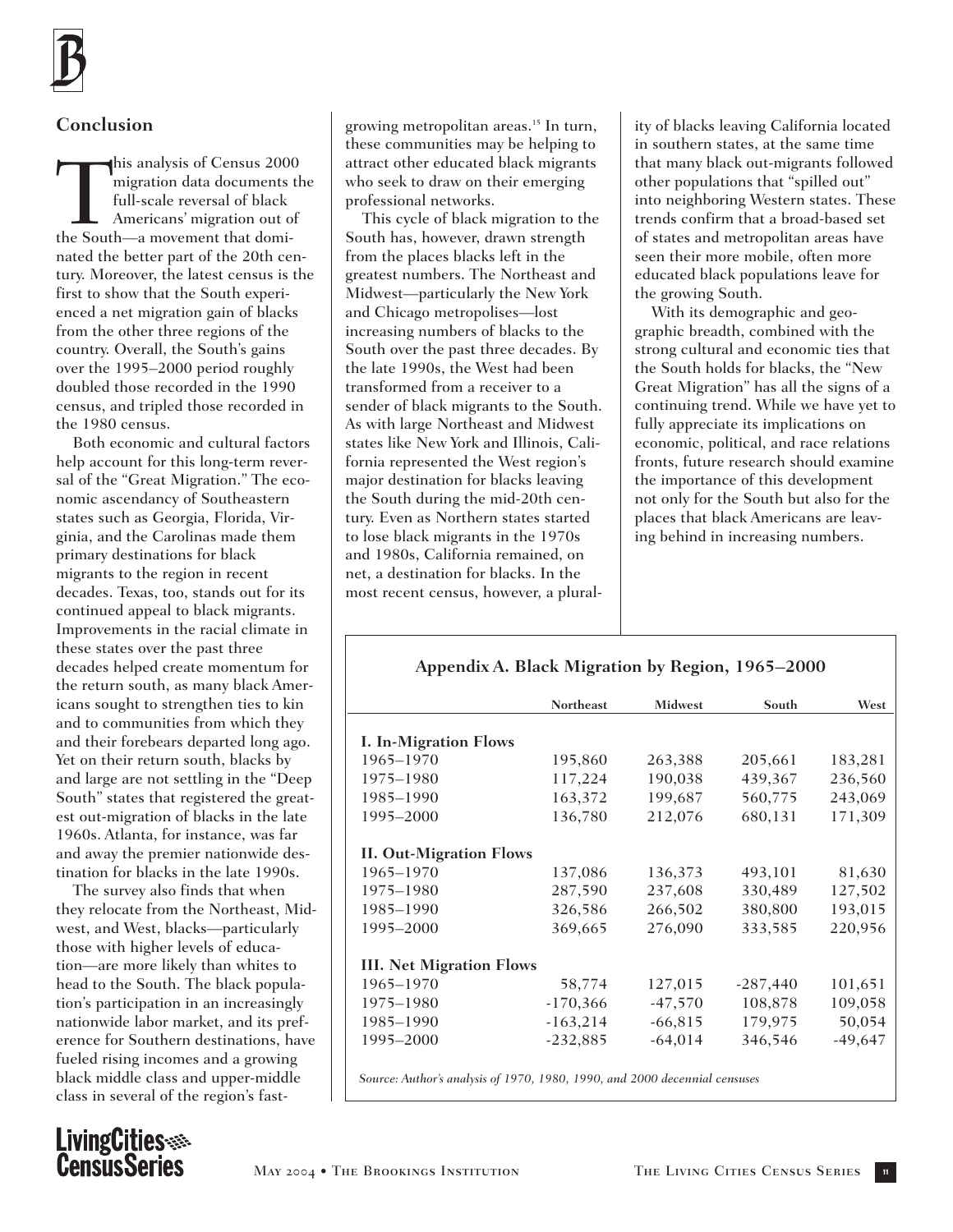## Conclusion

This analysis of Census 2000 migration data documents the full-scale reversal of black Americans' migration out of the South—a movement that dominated the better part of the 20th century. Moreover, the latest census is the first to show that the South experienced a net migration gain of blacks from the other three regions of the country. Overall, the South's gains over the 1995–2000 period roughly doubled those recorded in the 1990 census, and tripled those recorded in the 1980 census.

Both economic and cultural factors help account for this long-term reversal of the "Great Migration." The economic ascendancy of Southeastern states such as Georgia, Florida, Virginia, and the Carolinas made them primary destinations for black migrants to the region in recent decades. Texas, too, stands out for its continued appeal to black migrants. Improvements in the racial climate in these states over the past three decades helped create momentum for the return south, as many black Americans sought to strengthen ties to kin and to communities from which they and their forebears departed long ago. Yet on their return south, blacks by and large are not settling in the "Deep South" states that registered the greatest out-migration of blacks in the late 1960s. Atlanta, for instance, was far and away the premier nationwide destination for blacks in the late 1990s.

The survey also finds that when they relocate from the Northeast, Midwest, and West, blacks—particularly those with higher levels of education—are more likely than whites to head to the South. The black population's participation in an increasingly nationwide labor market, and its preference for Southern destinations, have fueled rising incomes and a growing black middle class and upper-middle class in several of the region's fast-growing metropolitan areas.[15] In turn, these communities may be helping to attract other educated black migrants who seek to draw on their emerging professional networks.

This cycle of black migration to the South has, however, drawn strength from the places blacks left in the greatest numbers. The Northeast and Midwest—particularly the New York and Chicago metropolises—lost increasing numbers of blacks to the South over the past three decades. By the late 1990s, the West had been transformed from a receiver to a sender of black migrants to the South. As with large Northeast and Midwest states like New York and Illinois, California represented the West region's major destination for blacks leaving the South during the mid-20th century. Even as Northern states started to lose black migrants in the 1970s and 1980s, California remained, on net, a destination for blacks. In the most recent census, however, a plurality of blacks leaving California located in southern states, at the same time that many black out-migrants followed other populations that "spilled out" into neighboring Western states. These trends confirm that a broad-based set of states and metropolitan areas have seen their more mobile, often more educated black populations leave for the growing South.

With its demographic and geographic breadth, combined with the strong cultural and economic ties that the South holds for blacks, the "New Great Migration" has all the signs of a continuing trend. While we have yet to fully appreciate its implications on economic, political, and race relations fronts, future research should examine the importance of this development not only for the South but also for the places that black Americans are leaving behind in increasing numbers.

### Appendix A. Black Migration by Region, 1965–2000

| | Northeast | Midwest | South | West |
|---|---|---|---|---|
| **I. In-Migration Flows** | | | | |
| 1965–1970 | 195,860 | 263,388 | 205,661 | 183,281 |
| 1975–1980 | 117,224 | 190,038 | 439,367 | 236,560 |
| 1985–1990 | 163,372 | 199,687 | 560,775 | 243,069 |
| 1995–2000 | 136,780 | 212,076 | 680,131 | 171,309 |
| **II. Out-Migration Flows** | | | | |
| 1965–1970 | 137,086 | 136,373 | 493,101 | 81,630 |
| 1975–1980 | 287,590 | 237,608 | 330,489 | 127,502 |
| 1985–1990 | 326,586 | 266,502 | 380,800 | 193,015 |
| 1995–2000 | 369,665 | 276,090 | 333,585 | 220,956 |
| **III. Net Migration Flows** | | | | |
| 1965–1970 | 58,774 | 127,015 | -287,440 | 101,651 |
| 1975–1980 | -170,366 | -47,570 | 108,878 | 109,058 |
| 1985–1990 | -163,214 | -66,815 | 179,975 | 50,054 |
| 1995–2000 | -232,885 | -64,014 | 346,546 | -49,647 |

*Source: Author's analysis of 1970, 1980, 1990, and 2000 decennial censuses*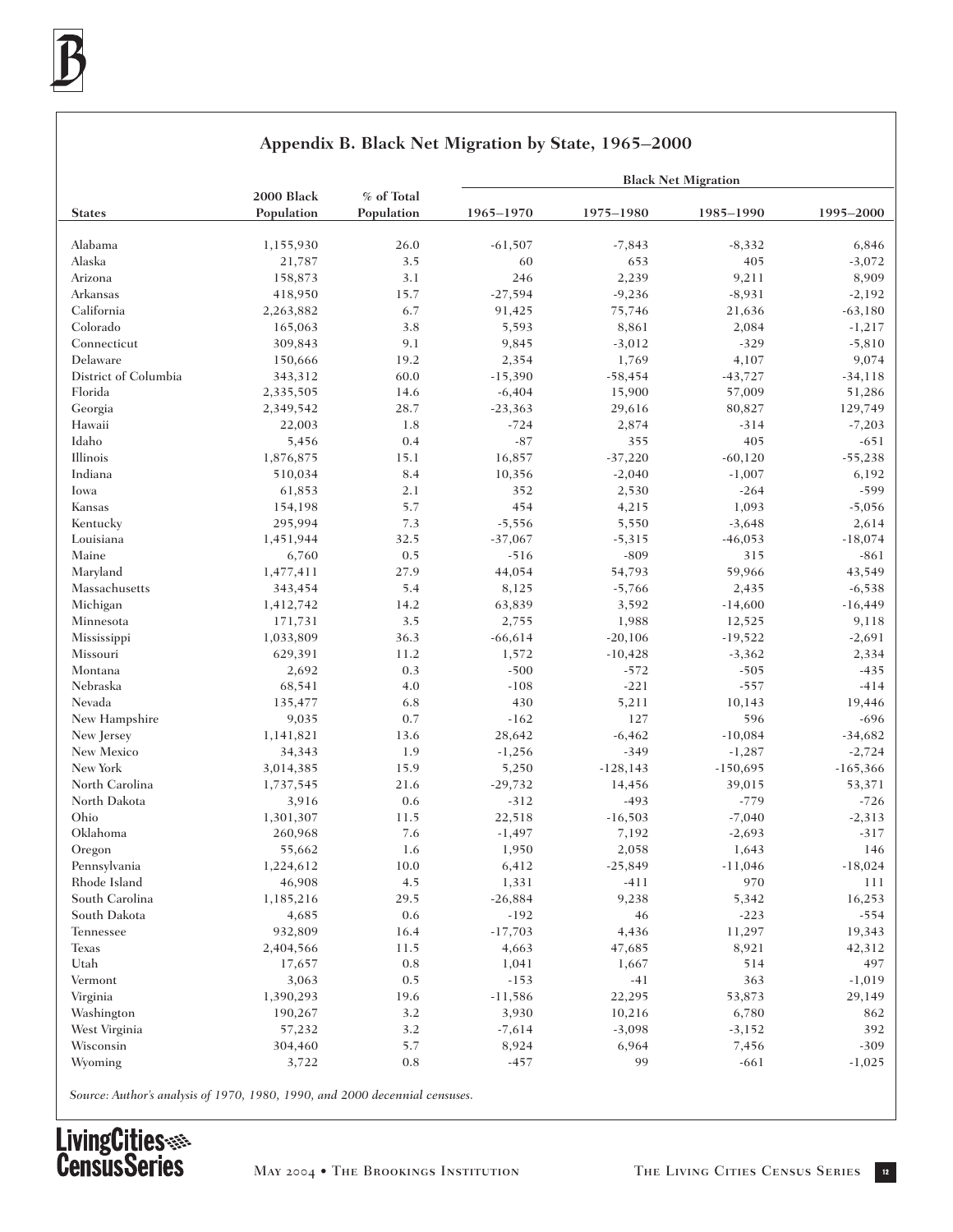## Appendix B. Black Net Migration by State, 1965–2000

| States | 2000 Black Population | % of Total Population | Black Net Migration | | | |
|---|---|---|---|---|---|---|
| | | | 1965–1970 | 1975–1980 | 1985–1990 | 1995–2000 |
| Alabama | 1,155,930 | 26.0 | -61,507 | -7,843 | -8,332 | 6,846 |
| Alaska | 21,787 | 3.5 | 60 | 653 | 405 | -3,072 |
| Arizona | 158,873 | 3.1 | 246 | 2,239 | 9,211 | 8,909 |
| Arkansas | 418,950 | 15.7 | -27,594 | -9,236 | -8,931 | -2,192 |
| California | 2,263,882 | 6.7 | 91,425 | 75,746 | 21,636 | -63,180 |
| Colorado | 165,063 | 3.8 | 5,593 | 8,861 | 2,084 | -1,217 |
| Connecticut | 309,843 | 9.1 | 9,845 | -3,012 | -329 | -5,810 |
| Delaware | 150,666 | 19.2 | 2,354 | 1,769 | 4,107 | 9,074 |
| District of Columbia | 343,312 | 60.0 | -15,390 | -58,454 | -43,727 | -34,118 |
| Florida | 2,335,505 | 14.6 | -6,404 | 15,900 | 57,009 | 51,286 |
| Georgia | 2,349,542 | 28.7 | -23,363 | 29,616 | 80,827 | 129,749 |
| Hawaii | 22,003 | 1.8 | -724 | 2,874 | -314 | -7,203 |
| Idaho | 5,456 | 0.4 | -87 | 355 | 405 | -651 |
| Illinois | 1,876,875 | 15.1 | 16,857 | -37,220 | -60,120 | -55,238 |
| Indiana | 510,034 | 8.4 | 10,356 | -2,040 | -1,007 | 6,192 |
| Iowa | 61,853 | 2.1 | 352 | 2,530 | -264 | -599 |
| Kansas | 154,198 | 5.7 | 454 | 4,215 | 1,093 | -5,056 |
| Kentucky | 295,994 | 7.3 | -5,556 | 5,550 | -3,648 | 2,614 |
| Louisiana | 1,451,944 | 32.5 | -37,067 | -5,315 | -46,053 | -18,074 |
| Maine | 6,760 | 0.5 | -516 | -809 | 315 | -861 |
| Maryland | 1,477,411 | 27.9 | 44,054 | 54,793 | 59,966 | 43,549 |
| Massachusetts | 343,454 | 5.4 | 8,125 | -5,766 | 2,435 | -6,538 |
| Michigan | 1,412,742 | 14.2 | 63,839 | 3,592 | -14,600 | -16,449 |
| Minnesota | 171,731 | 3.5 | 2,755 | 1,988 | 12,525 | 9,118 |
| Mississippi | 1,033,809 | 36.3 | -66,614 | -20,106 | -19,522 | -2,691 |
| Missouri | 629,391 | 11.2 | 1,572 | -10,428 | -3,362 | 2,334 |
| Montana | 2,692 | 0.3 | -500 | -572 | -505 | -435 |
| Nebraska | 68,541 | 4.0 | -108 | -221 | -557 | -414 |
| Nevada | 135,477 | 6.8 | 430 | 5,211 | 10,143 | 19,446 |
| New Hampshire | 9,035 | 0.7 | -162 | 127 | 596 | -696 |
| New Jersey | 1,141,821 | 13.6 | 28,642 | -6,462 | -10,084 | -34,682 |
| New Mexico | 34,343 | 1.9 | -1,256 | -349 | -1,287 | -2,724 |
| New York | 3,014,385 | 15.9 | 5,250 | -128,143 | -150,695 | -165,366 |
| North Carolina | 1,737,545 | 21.6 | -29,732 | 14,456 | 39,015 | 53,371 |
| North Dakota | 3,916 | 0.6 | -312 | -493 | -779 | -726 |
| Ohio | 1,301,307 | 11.5 | 22,518 | -16,503 | -7,040 | -2,313 |
| Oklahoma | 260,968 | 7.6 | -1,497 | 7,192 | -2,693 | -317 |
| Oregon | 55,662 | 1.6 | 1,950 | 2,058 | 1,643 | 146 |
| Pennsylvania | 1,224,612 | 10.0 | 6,412 | -25,849 | -11,046 | -18,024 |
| Rhode Island | 46,908 | 4.5 | 1,331 | -411 | 970 | 111 |
| South Carolina | 1,185,216 | 29.5 | -26,884 | 9,238 | 5,342 | 16,253 |
| South Dakota | 4,685 | 0.6 | -192 | 46 | -223 | -554 |
| Tennessee | 932,809 | 16.4 | -17,703 | 4,436 | 11,297 | 19,343 |
| Texas | 2,404,566 | 11.5 | 4,663 | 47,685 | 8,921 | 42,312 |
| Utah | 17,657 | 0.8 | 1,041 | 1,667 | 514 | 497 |
| Vermont | 3,063 | 0.5 | -153 | -41 | 363 | -1,019 |
| Virginia | 1,390,293 | 19.6 | -11,586 | 22,295 | 53,873 | 29,149 |
| Washington | 190,267 | 3.2 | 3,930 | 10,216 | 6,780 | 862 |
| West Virginia | 57,232 | 3.2 | -7,614 | -3,098 | -3,152 | 392 |
| Wisconsin | 304,460 | 5.7 | 8,924 | 6,964 | 7,456 | -309 |
| Wyoming | 3,722 | 0.8 | -457 | 99 | -661 | -1,025 |

*Source: Author's analysis of 1970, 1980, 1990, and 2000 decennial censuses.*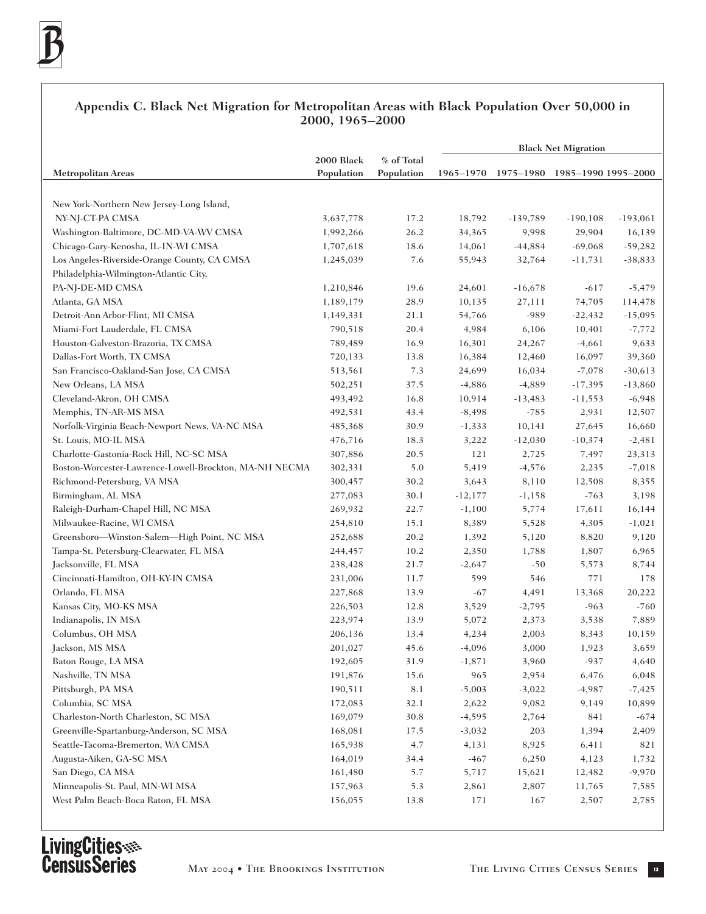## Appendix C. Black Net Migration for Metropolitan Areas with Black Population Over 50,000 in 2000, 1965–2000

| Metropolitan Areas | 2000 Black Population | % of Total Population | Black Net Migration | | | |
|---|---|---|---|---|---|---|
| | | | 1965–1970 | 1975–1980 | 1985–1990 | 1995–2000 |
| New York-Northern New Jersey-Long Island, NY-NJ-CT-PA CMSA | 3,637,778 | 17.2 | 18,792 | -139,789 | -190,108 | -193,061 |
| Washington-Baltimore, DC-MD-VA-WV CMSA | 1,992,266 | 26.2 | 34,365 | 9,998 | 29,904 | 16,139 |
| Chicago-Gary-Kenosha, IL-IN-WI CMSA | 1,707,618 | 18.6 | 14,061 | -44,884 | -69,068 | -59,282 |
| Los Angeles-Riverside-Orange County, CA CMSA | 1,245,039 | 7.6 | 55,943 | 32,764 | -11,731 | -38,833 |
| Philadelphia-Wilmington-Atlantic City, PA-NJ-DE-MD CMSA | 1,210,846 | 19.6 | 24,601 | -16,678 | -617 | -5,479 |
| Atlanta, GA MSA | 1,189,179 | 28.9 | 10,135 | 27,111 | 74,705 | 114,478 |
| Detroit-Ann Arbor-Flint, MI CMSA | 1,149,331 | 21.1 | 54,766 | -989 | -22,432 | -15,095 |
| Miami-Fort Lauderdale, FL CMSA | 790,518 | 20.4 | 4,984 | 6,106 | 10,401 | -7,772 |
| Houston-Galveston-Brazoria, TX CMSA | 789,489 | 16.9 | 16,301 | 24,267 | -4,661 | 9,633 |
| Dallas-Fort Worth, TX CMSA | 720,133 | 13.8 | 16,384 | 12,460 | 16,097 | 39,360 |
| San Francisco-Oakland-San Jose, CA CMSA | 513,561 | 7.3 | 24,699 | 16,034 | -7,078 | -30,613 |
| New Orleans, LA MSA | 502,251 | 37.5 | -4,886 | -4,889 | -17,395 | -13,860 |
| Cleveland-Akron, OH CMSA | 493,492 | 16.8 | 10,914 | -13,483 | -11,553 | -6,948 |
| Memphis, TN-AR-MS MSA | 492,531 | 43.4 | -8,498 | -785 | 2,931 | 12,507 |
| Norfolk-Virginia Beach-Newport News, VA-NC MSA | 485,368 | 30.9 | -1,333 | 10,141 | 27,645 | 16,660 |
| St. Louis, MO-IL MSA | 476,716 | 18.3 | 3,222 | -12,030 | -10,374 | -2,481 |
| Charlotte-Gastonia-Rock Hill, NC-SC MSA | 307,886 | 20.5 | 121 | 2,725 | 7,497 | 23,313 |
| Boston-Worcester-Lawrence-Lowell-Brockton, MA-NH NECMA | 302,331 | 5.0 | 5,419 | -4,576 | 2,235 | -7,018 |
| Richmond-Petersburg, VA MSA | 300,457 | 30.2 | 3,643 | 8,110 | 12,508 | 8,355 |
| Birmingham, AL MSA | 277,083 | 30.1 | -12,177 | -1,158 | -763 | 3,198 |
| Raleigh-Durham-Chapel Hill, NC MSA | 269,932 | 22.7 | -1,100 | 5,774 | 17,611 | 16,144 |
| Milwaukee-Racine, WI CMSA | 254,810 | 15.1 | 8,389 | 5,528 | 4,305 | -1,021 |
| Greensboro—Winston-Salem—High Point, NC MSA | 252,688 | 20.2 | 1,392 | 5,120 | 8,820 | 9,120 |
| Tampa-St. Petersburg-Clearwater, FL MSA | 244,457 | 10.2 | 2,350 | 1,788 | 1,807 | 6,965 |
| Jacksonville, FL MSA | 238,428 | 21.7 | -2,647 | -50 | 5,573 | 8,744 |
| Cincinnati-Hamilton, OH-KY-IN CMSA | 231,006 | 11.7 | 599 | 546 | 771 | 178 |
| Orlando, FL MSA | 227,868 | 13.9 | -67 | 4,491 | 13,368 | 20,222 |
| Kansas City, MO-KS MSA | 226,503 | 12.8 | 3,529 | -2,795 | -963 | -760 |
| Indianapolis, IN MSA | 223,974 | 13.9 | 5,072 | 2,373 | 3,538 | 7,889 |
| Columbus, OH MSA | 206,136 | 13.4 | 4,234 | 2,003 | 8,343 | 10,159 |
| Jackson, MS MSA | 201,027 | 45.6 | -4,096 | 3,000 | 1,923 | 3,659 |
| Baton Rouge, LA MSA | 192,605 | 31.9 | -1,871 | 3,960 | -937 | 4,640 |
| Nashville, TN MSA | 191,876 | 15.6 | 965 | 2,954 | 6,476 | 6,048 |
| Pittsburgh, PA MSA | 190,511 | 8.1 | -5,003 | -3,022 | -4,987 | -7,425 |
| Columbia, SC MSA | 172,083 | 32.1 | 2,622 | 9,082 | 9,149 | 10,899 |
| Charleston-North Charleston, SC MSA | 169,079 | 30.8 | -4,595 | 2,764 | 841 | -674 |
| Greenville-Spartanburg-Anderson, SC MSA | 168,081 | 17.5 | -3,032 | 203 | 1,394 | 2,409 |
| Seattle-Tacoma-Bremerton, WA CMSA | 165,938 | 4.7 | 4,131 | 8,925 | 6,411 | 821 |
| Augusta-Aiken, GA-SC MSA | 164,019 | 34.4 | -467 | 6,250 | 4,123 | 1,732 |
| San Diego, CA MSA | 161,480 | 5.7 | 5,717 | 15,621 | 12,482 | -9,970 |
| Minneapolis-St. Paul, MN-WI MSA | 157,963 | 5.3 | 2,861 | 2,807 | 11,765 | 7,585 |
| West Palm Beach-Boca Raton, FL MSA | 156,055 | 13.8 | 171 | 167 | 2,507 | 2,785 |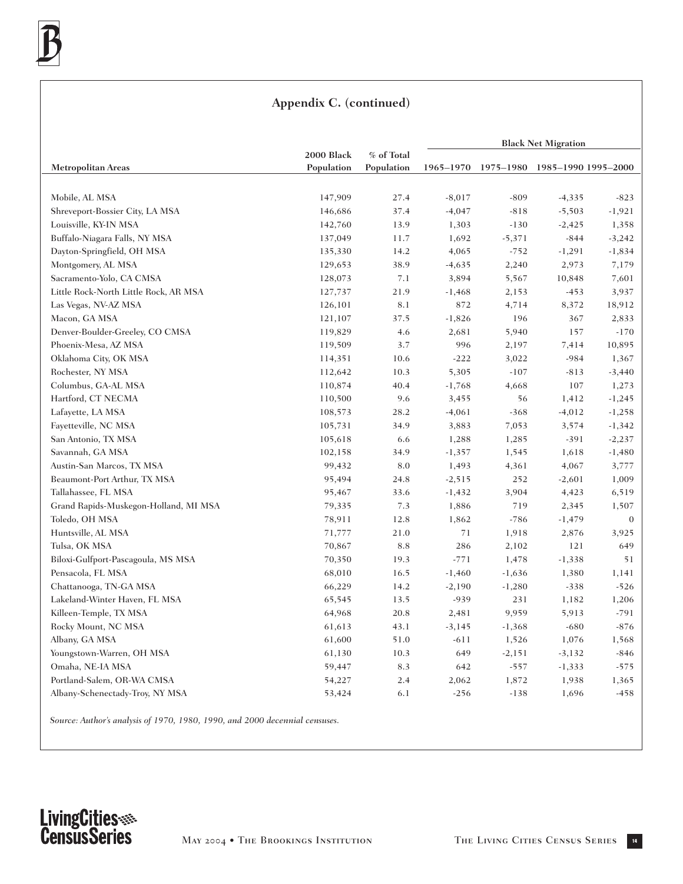## Appendix C. (continued)

| Metropolitan Areas | 2000 Black Population | % of Total Population | Black Net Migration 1965–1970 | 1975–1980 | 1985–1990 | 1995–2000 |
|---|---|---|---|---|---|---|
| Mobile, AL MSA | 147,909 | 27.4 | -8,017 | -809 | -4,335 | -823 |
| Shreveport-Bossier City, LA MSA | 146,686 | 37.4 | -4,047 | -818 | -5,503 | -1,921 |
| Louisville, KY-IN MSA | 142,760 | 13.9 | 1,303 | -130 | -2,425 | 1,358 |
| Buffalo-Niagara Falls, NY MSA | 137,049 | 11.7 | 1,692 | -5,371 | -844 | -3,242 |
| Dayton-Springfield, OH MSA | 135,330 | 14.2 | 4,065 | -752 | -1,291 | -1,834 |
| Montgomery, AL MSA | 129,653 | 38.9 | -4,635 | 2,240 | 2,973 | 7,179 |
| Sacramento-Yolo, CA CMSA | 128,073 | 7.1 | 3,894 | 5,567 | 10,848 | 7,601 |
| Little Rock-North Little Rock, AR MSA | 127,737 | 21.9 | -1,468 | 2,153 | -453 | 3,937 |
| Las Vegas, NV-AZ MSA | 126,101 | 8.1 | 872 | 4,714 | 8,372 | 18,912 |
| Macon, GA MSA | 121,107 | 37.5 | -1,826 | 196 | 367 | 2,833 |
| Denver-Boulder-Greeley, CO CMSA | 119,829 | 4.6 | 2,681 | 5,940 | 157 | -170 |
| Phoenix-Mesa, AZ MSA | 119,509 | 3.7 | 996 | 2,197 | 7,414 | 10,895 |
| Oklahoma City, OK MSA | 114,351 | 10.6 | -222 | 3,022 | -984 | 1,367 |
| Rochester, NY MSA | 112,642 | 10.3 | 5,305 | -107 | -813 | -3,440 |
| Columbus, GA-AL MSA | 110,874 | 40.4 | -1,768 | 4,668 | 107 | 1,273 |
| Hartford, CT NECMA | 110,500 | 9.6 | 3,455 | 56 | 1,412 | -1,245 |
| Lafayette, LA MSA | 108,573 | 28.2 | -4,061 | -368 | -4,012 | -1,258 |
| Fayetteville, NC MSA | 105,731 | 34.9 | 3,883 | 7,053 | 3,574 | -1,342 |
| San Antonio, TX MSA | 105,618 | 6.6 | 1,288 | 1,285 | -391 | -2,237 |
| Savannah, GA MSA | 102,158 | 34.9 | -1,357 | 1,545 | 1,618 | -1,480 |
| Austin-San Marcos, TX MSA | 99,432 | 8.0 | 1,493 | 4,361 | 4,067 | 3,777 |
| Beaumont-Port Arthur, TX MSA | 95,494 | 24.8 | -2,515 | 252 | -2,601 | 1,009 |
| Tallahassee, FL MSA | 95,467 | 33.6 | -1,432 | 3,904 | 4,423 | 6,519 |
| Grand Rapids-Muskegon-Holland, MI MSA | 79,335 | 7.3 | 1,886 | 719 | 2,345 | 1,507 |
| Toledo, OH MSA | 78,911 | 12.8 | 1,862 | -786 | -1,479 | 0 |
| Huntsville, AL MSA | 71,777 | 21.0 | 71 | 1,918 | 2,876 | 3,925 |
| Tulsa, OK MSA | 70,867 | 8.8 | 286 | 2,102 | 121 | 649 |
| Biloxi-Gulfport-Pascagoula, MS MSA | 70,350 | 19.3 | -771 | 1,478 | -1,338 | 51 |
| Pensacola, FL MSA | 68,010 | 16.5 | -1,460 | -1,636 | 1,380 | 1,141 |
| Chattanooga, TN-GA MSA | 66,229 | 14.2 | -2,190 | -1,280 | -338 | -526 |
| Lakeland-Winter Haven, FL MSA | 65,545 | 13.5 | -939 | 231 | 1,182 | 1,206 |
| Killeen-Temple, TX MSA | 64,968 | 20.8 | 2,481 | 9,959 | 5,913 | -791 |
| Rocky Mount, NC MSA | 61,613 | 43.1 | -3,145 | -1,368 | -680 | -876 |
| Albany, GA MSA | 61,600 | 51.0 | -611 | 1,526 | 1,076 | 1,568 |
| Youngstown-Warren, OH MSA | 61,130 | 10.3 | 649 | -2,151 | -3,132 | -846 |
| Omaha, NE-IA MSA | 59,447 | 8.3 | 642 | -557 | -1,333 | -575 |
| Portland-Salem, OR-WA CMSA | 54,227 | 2.4 | 2,062 | 1,872 | 1,938 | 1,365 |
| Albany-Schenectady-Troy, NY MSA | 53,424 | 6.1 | -256 | -138 | 1,696 | -458 |

*Source: Author's analysis of 1970, 1980, 1990, and 2000 decennial censuses.*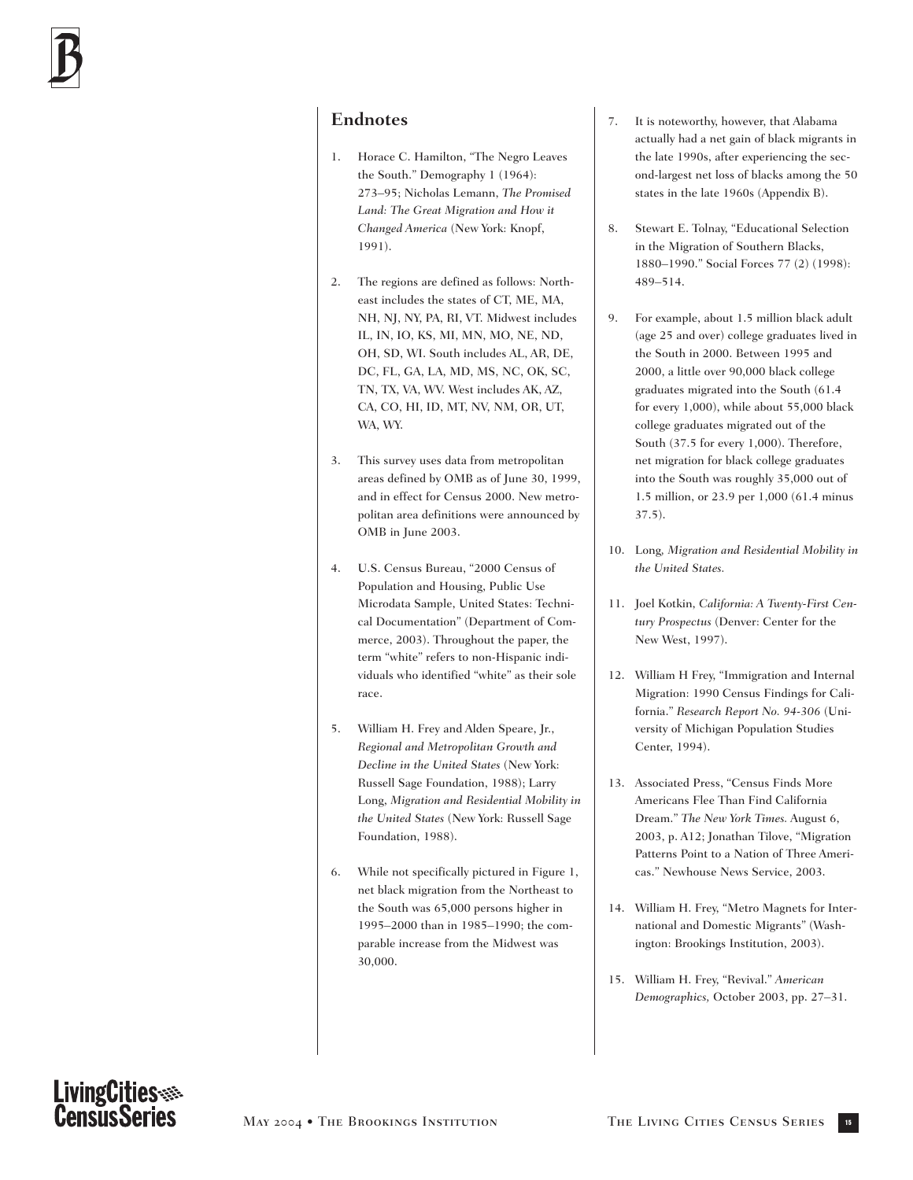## Endnotes

1. Horace C. Hamilton, "The Negro Leaves the South." Demography 1 (1964): 273–95; Nicholas Lemann, *The Promised Land: The Great Migration and How it Changed America* (New York: Knopf, 1991).

2. The regions are defined as follows: Northeast includes the states of CT, ME, MA, NH, NJ, NY, PA, RI, VT. Midwest includes IL, IN, IO, KS, MI, MN, MO, NE, ND, OH, SD, WI. South includes AL, AR, DE, DC, FL, GA, LA, MD, MS, NC, OK, SC, TN, TX, VA, WV. West includes AK, AZ, CA, CO, HI, ID, MT, NV, NM, OR, UT, WA, WY.

3. This survey uses data from metropolitan areas defined by OMB as of June 30, 1999, and in effect for Census 2000. New metropolitan area definitions were announced by OMB in June 2003.

4. U.S. Census Bureau, "2000 Census of Population and Housing, Public Use Microdata Sample, United States: Technical Documentation" (Department of Commerce, 2003). Throughout the paper, the term "white" refers to non-Hispanic individuals who identified "white" as their sole race.

5. William H. Frey and Alden Speare, Jr., *Regional and Metropolitan Growth and Decline in the United States* (New York: Russell Sage Foundation, 1988); Larry Long, *Migration and Residential Mobility in the United States* (New York: Russell Sage Foundation, 1988).

6. While not specifically pictured in Figure 1, net black migration from the Northeast to the South was 65,000 persons higher in 1995–2000 than in 1985–1990; the comparable increase from the Midwest was 30,000.

7. It is noteworthy, however, that Alabama actually had a net gain of black migrants in the late 1990s, after experiencing the second-largest net loss of blacks among the 50 states in the late 1960s (Appendix B).

8. Stewart E. Tolnay, "Educational Selection in the Migration of Southern Blacks, 1880–1990." Social Forces 77 (2) (1998): 489–514.

9. For example, about 1.5 million black adult (age 25 and over) college graduates lived in the South in 2000. Between 1995 and 2000, a little over 90,000 black college graduates migrated into the South (61.4 for every 1,000), while about 55,000 black college graduates migrated out of the South (37.5 for every 1,000). Therefore, net migration for black college graduates into the South was roughly 35,000 out of 1.5 million, or 23.9 per 1,000 (61.4 minus 37.5).

10. Long, *Migration and Residential Mobility in the United States.*

11. Joel Kotkin, *California: A Twenty-First Century Prospectus* (Denver: Center for the New West, 1997).

12. William H Frey, "Immigration and Internal Migration: 1990 Census Findings for California." *Research Report No. 94-306* (University of Michigan Population Studies Center, 1994).

13. Associated Press, "Census Finds More Americans Flee Than Find California Dream." *The New York Times.* August 6, 2003, p. A12; Jonathan Tilove, "Migration Patterns Point to a Nation of Three Americas." Newhouse News Service, 2003.

14. William H. Frey, "Metro Magnets for International and Domestic Migrants" (Washington: Brookings Institution, 2003).

15. William H. Frey, "Revival." *American Demographics,* October 2003, pp. 27–31.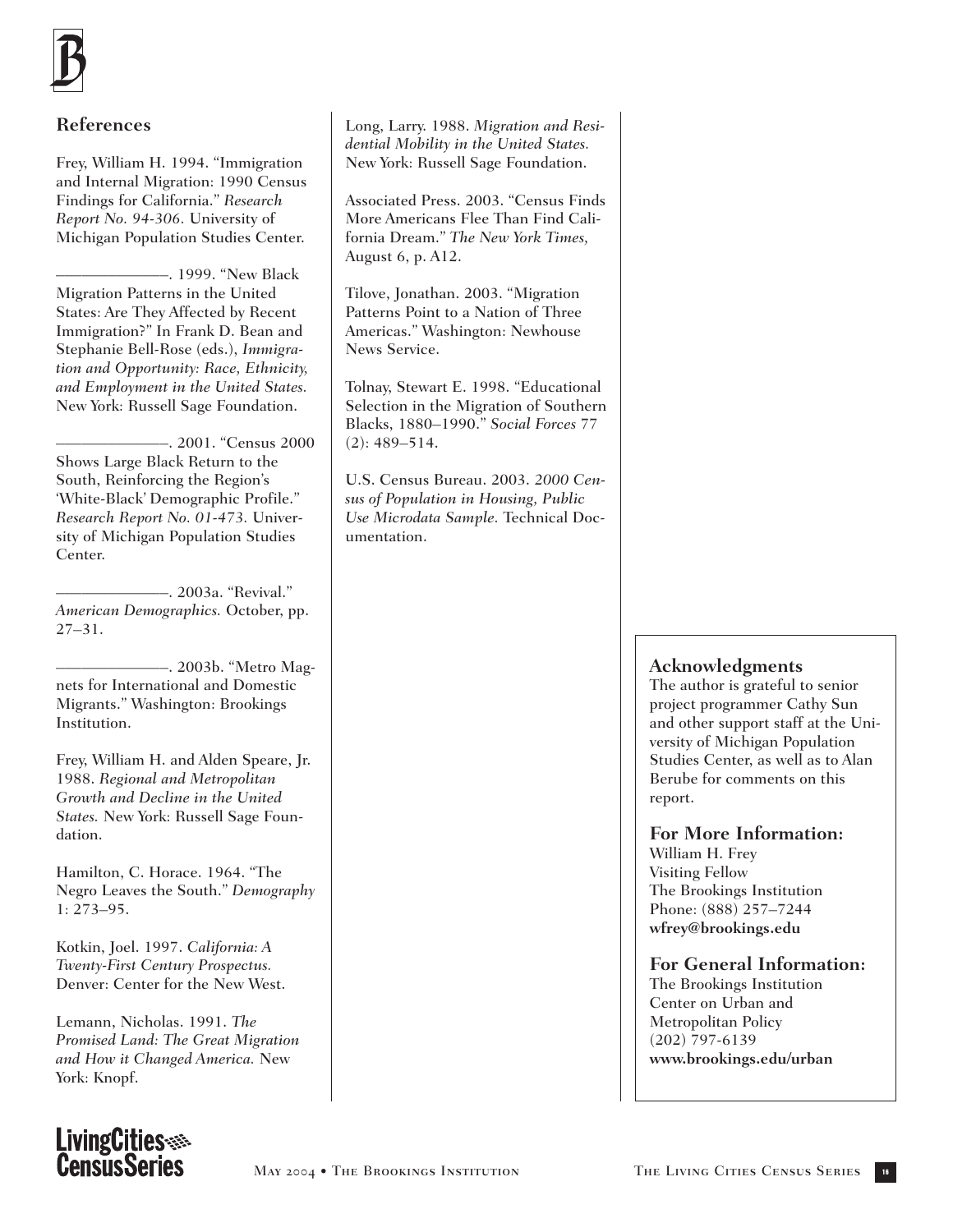## References

Frey, William H. 1994. "Immigration and Internal Migration: 1990 Census Findings for California." *Research Report No. 94-306.* University of Michigan Population Studies Center.

———————. 1999. "New Black Migration Patterns in the United States: Are They Affected by Recent Immigration?" In Frank D. Bean and Stephanie Bell-Rose (eds.), *Immigration and Opportunity: Race, Ethnicity, and Employment in the United States.* New York: Russell Sage Foundation.

———————. 2001. "Census 2000 Shows Large Black Return to the South, Reinforcing the Region's 'White-Black' Demographic Profile." *Research Report No. 01-473.* University of Michigan Population Studies Center.

———————. 2003a. "Revival." *American Demographics.* October, pp. 27–31.

———————. 2003b. "Metro Magnets for International and Domestic Migrants." Washington: Brookings Institution.

Frey, William H. and Alden Speare, Jr. 1988. *Regional and Metropolitan Growth and Decline in the United States.* New York: Russell Sage Foundation.

Hamilton, C. Horace. 1964. "The Negro Leaves the South." *Demography* 1: 273–95.

Kotkin, Joel. 1997. *California: A Twenty-First Century Prospectus.* Denver: Center for the New West.

Lemann, Nicholas. 1991. *The Promised Land: The Great Migration and How it Changed America.* New York: Knopf.

Long, Larry. 1988. *Migration and Residential Mobility in the United States.* New York: Russell Sage Foundation.

Associated Press. 2003. "Census Finds More Americans Flee Than Find California Dream." *The New York Times,* August 6, p. A12.

Tilove, Jonathan. 2003. "Migration Patterns Point to a Nation of Three Americas." Washington: Newhouse News Service.

Tolnay, Stewart E. 1998. "Educational Selection in the Migration of Southern Blacks, 1880–1990." *Social Forces* 77 (2): 489–514.

U.S. Census Bureau. 2003. *2000 Census of Population in Housing, Public Use Microdata Sample.* Technical Documentation.

### Acknowledgments

The author is grateful to senior project programmer Cathy Sun and other support staff at the University of Michigan Population Studies Center, as well as to Alan Berube for comments on this report.

### For More Information:

William H. Frey
Visiting Fellow
The Brookings Institution
Phone: (888) 257–7244
**wfrey@brookings.edu**

### For General Information:

The Brookings Institution
Center on Urban and Metropolitan Policy
(202) 797-6139
**www.brookings.edu/urban**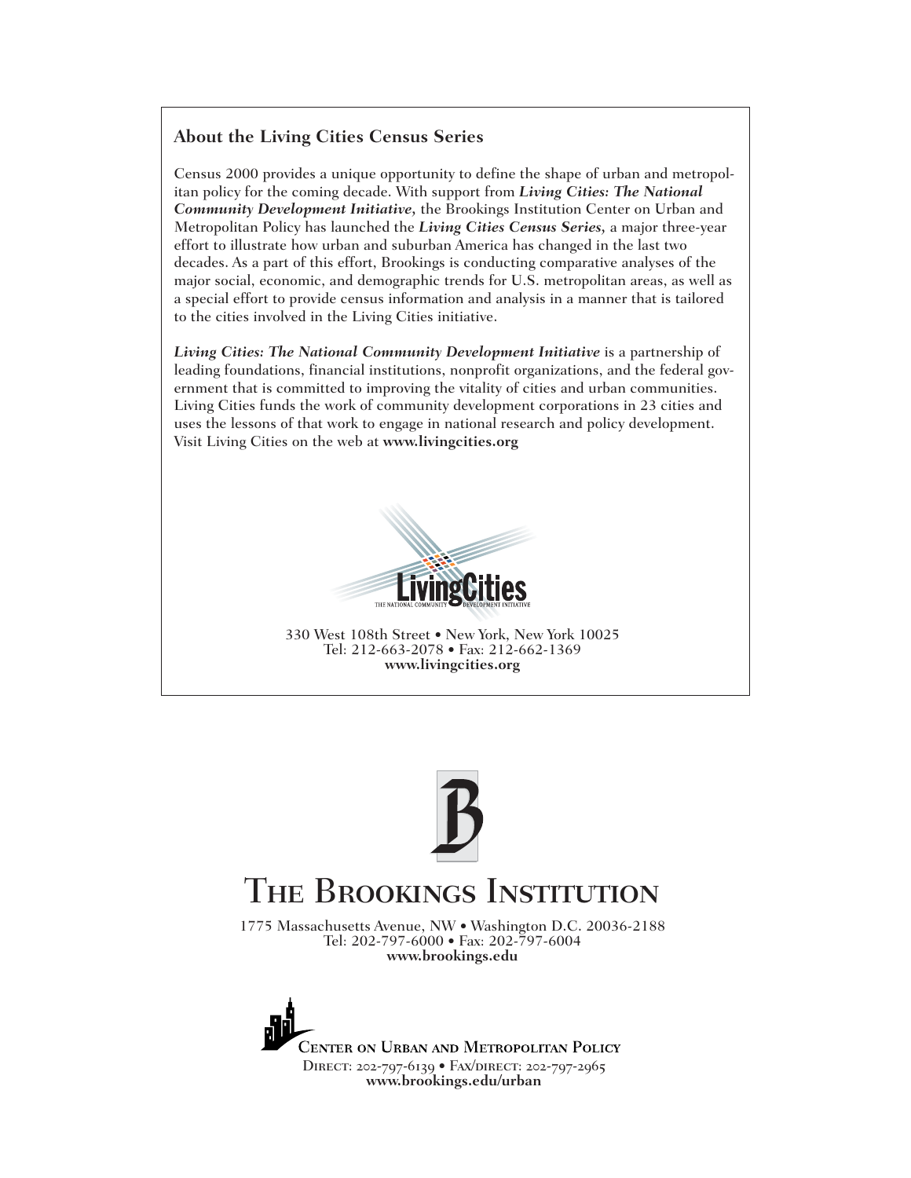## About the Living Cities Census Series

Census 2000 provides a unique opportunity to define the shape of urban and metropolitan policy for the coming decade. With support from ***Living Cities: The National Community Development Initiative,*** the Brookings Institution Center on Urban and Metropolitan Policy has launched the ***Living Cities Census Series,*** a major three-year effort to illustrate how urban and suburban America has changed in the last two decades. As a part of this effort, Brookings is conducting comparative analyses of the major social, economic, and demographic trends for U.S. metropolitan areas, as well as a special effort to provide census information and analysis in a manner that is tailored to the cities involved in the Living Cities initiative.

***Living Cities: The National Community Development Initiative*** is a partnership of leading foundations, financial institutions, nonprofit organizations, and the federal government that is committed to improving the vitality of cities and urban communities. Living Cities funds the work of community development corporations in 23 cities and uses the lessons of that work to engage in national research and policy development. Visit Living Cities on the web at **www.livingcities.org**

LivingCities
THE NATIONAL COMMUNITY DEVELOPMENT INITIATIVE

330 West 108th Street • New York, New York 10025
Tel: 212-663-2078 • Fax: 212-662-1369
**www.livingcities.org**

# The Brookings Institution

1775 Massachusetts Avenue, NW • Washington D.C. 20036-2188
Tel: 202-797-6000 • Fax: 202-797-6004
**www.brookings.edu**

**Center on Urban and Metropolitan Policy**
Direct: 202-797-6139 • Fax/direct: 202-797-2965
**www.brookings.edu/urban**